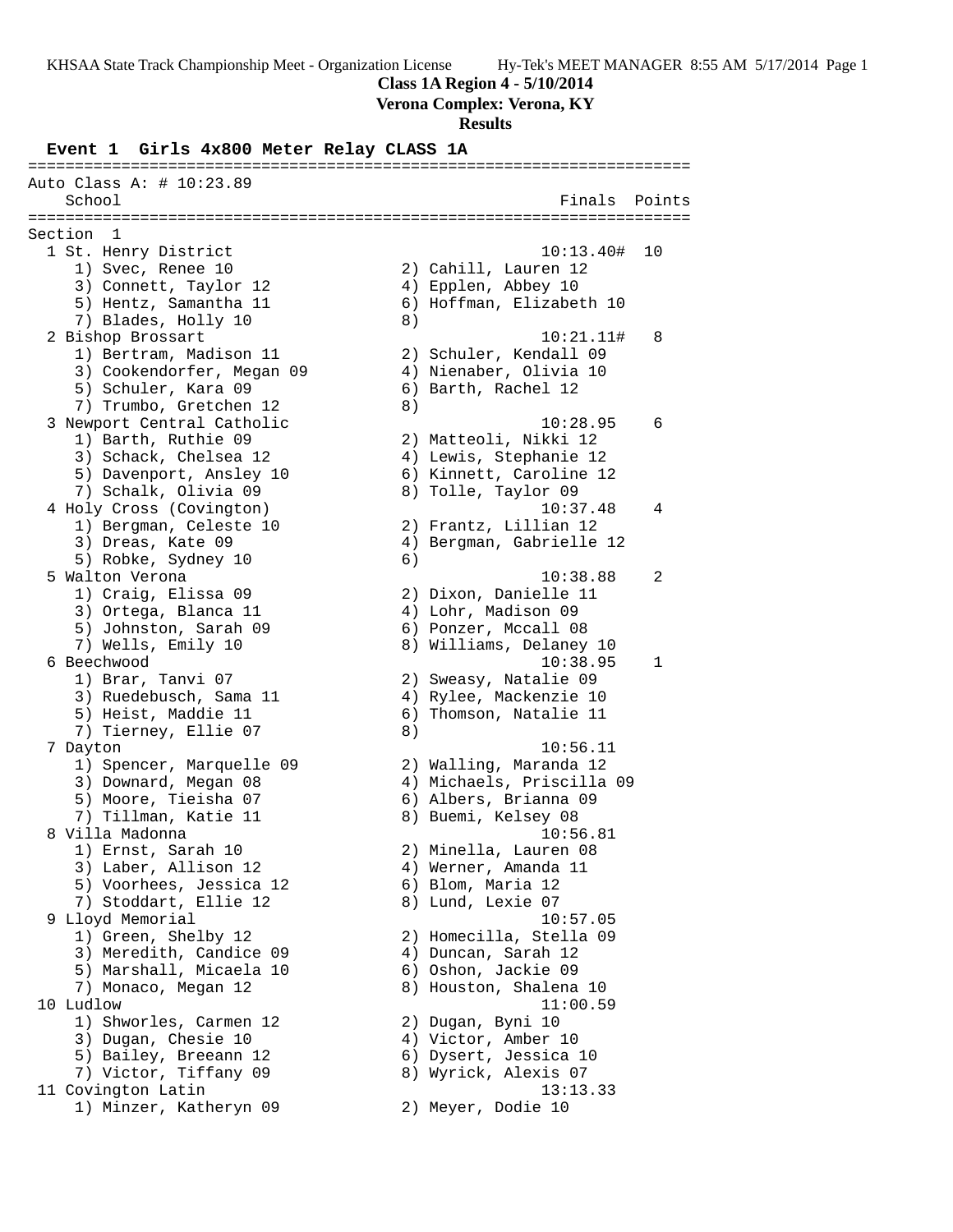KHSAA State Track Championship Meet - Organization License Hy-Tek's MEET MANAGER 8:55 AM 5/17/2014 Page 1

**Class 1A Region 4 - 5/10/2014**

**Verona Complex: Verona, KY**

**Results**

### Event 1 Girls 4x800 Meter Relay CLASS 1A

```
=======================================================================
Auto Class A: # 10:23.89
    School                                               Finals  Points
=======================================================================
Section  1
  1 St. Henry District                                 10:13.40#  10
     1) Svec, Renee 10                  2) Cahill, Lauren 12
     3) Connett, Taylor 12              4) Epplen, Abbey 10
     5) Hentz, Samantha 11              6) Hoffman, Elizabeth 10
     7) Blades, Holly 10                8)
  2 Bishop Brossart                                    10:21.11#   8
     1) Bertram, Madison 11             2) Schuler, Kendall 09
     3) Cookendorfer, Megan 09          4) Nienaber, Olivia 10
     5) Schuler, Kara 09                6) Barth, Rachel 12
     7) Trumbo, Gretchen 12             8)
  3 Newport Central Catholic                           10:28.95    6
     1) Barth, Ruthie 09                2) Matteoli, Nikki 12
     3) Schack, Chelsea 12              4) Lewis, Stephanie 12
     5) Davenport, Ansley 10            6) Kinnett, Caroline 12
     7) Schalk, Olivia 09               8) Tolle, Taylor 09
  4 Holy Cross (Covington)                             10:37.48    4
     1) Bergman, Celeste 10             2) Frantz, Lillian 12
     3) Dreas, Kate 09                  4) Bergman, Gabrielle 12
     5) Robke, Sydney 10                6)
  5 Walton Verona                                      10:38.88    2
     1) Craig, Elissa 09                2) Dixon, Danielle 11
     3) Ortega, Blanca 11               4) Lohr, Madison 09
     5) Johnston, Sarah 09              6) Ponzer, Mccall 08
     7) Wells, Emily 10                 8) Williams, Delaney 10
  6 Beechwood                                          10:38.95    1
     1) Brar, Tanvi 07                  2) Sweasy, Natalie 09
     3) Ruedebusch, Sama 11             4) Rylee, Mackenzie 10
     5) Heist, Maddie 11                6) Thomson, Natalie 11
     7) Tierney, Ellie 07               8)
  7 Dayton                                             10:56.11
     1) Spencer, Marquelle 09           2) Walling, Maranda 12
     3) Downard, Megan 08               4) Michaels, Priscilla 09
     5) Moore, Tieisha 07               6) Albers, Brianna 09
     7) Tillman, Katie 11               8) Buemi, Kelsey 08
  8 Villa Madonna                                      10:56.81
     1) Ernst, Sarah 10                 2) Minella, Lauren 08
     3) Laber, Allison 12               4) Werner, Amanda 11
     5) Voorhees, Jessica 12            6) Blom, Maria 12
     7) Stoddart, Ellie 12              8) Lund, Lexie 07
  9 Lloyd Memorial                                     10:57.05
     1) Green, Shelby 12                2) Homecilla, Stella 09
     3) Meredith, Candice 09            4) Duncan, Sarah 12
     5) Marshall, Micaela 10            6) Oshon, Jackie 09
     7) Monaco, Megan 12                8) Houston, Shalena 10
 10 Ludlow                                             11:00.59
     1) Shworles, Carmen 12             2) Dugan, Byni 10
     3) Dugan, Chesie 10                4) Victor, Amber 10
     5) Bailey, Breeann 12              6) Dysert, Jessica 10
     7) Victor, Tiffany 09              8) Wyrick, Alexis 07
 11 Covington Latin                                    13:13.33
     1) Minzer, Katheryn 09             2) Meyer, Dodie 10
```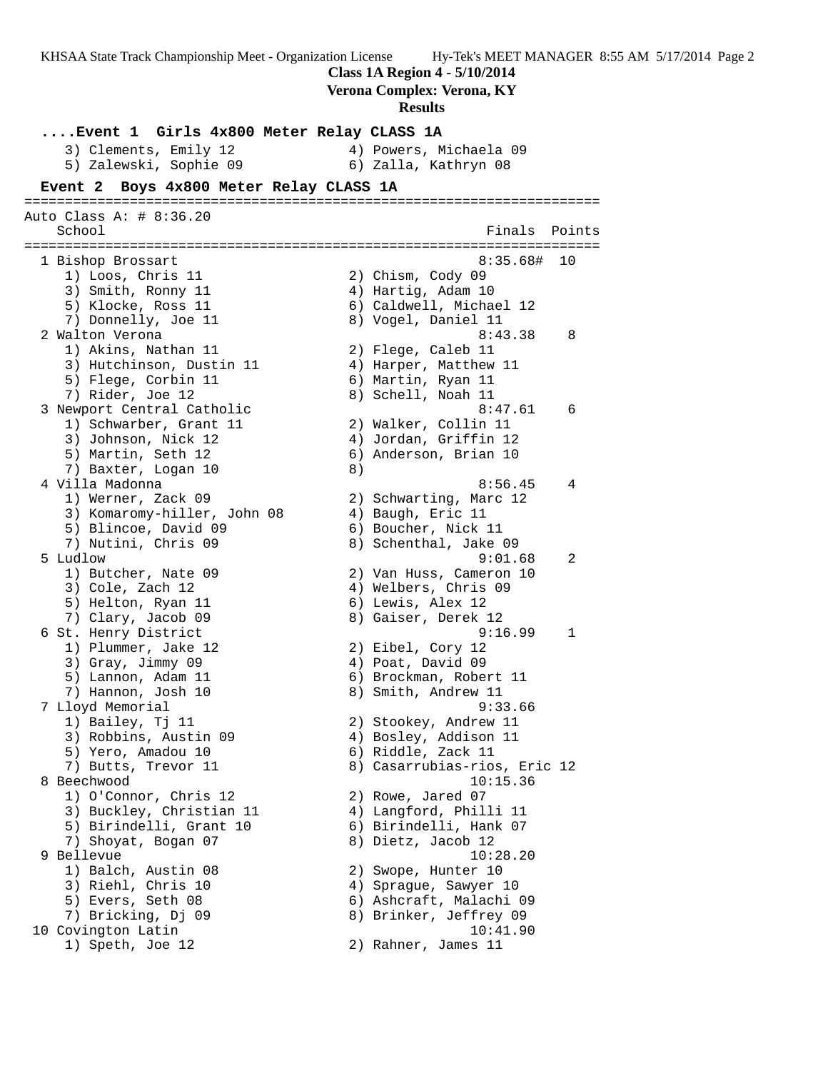**Class 1A Region 4 - 5/10/2014**
**Verona Complex: Verona, KY**
**Results**

### ....Event 1 Girls 4x800 Meter Relay CLASS 1A

```
    3) Clements, Emily 12              4) Powers, Michaela 09
    5) Zalewski, Sophie 09             6) Zalla, Kathryn 08
```

### Event 2 Boys 4x800 Meter Relay CLASS 1A

```
=======================================================================
Auto Class A: # 8:36.20
    School                                            Finals  Points
=======================================================================
  1 Bishop Brossart                                  8:35.68#  10
    1) Loos, Chris 11                  2) Chism, Cody 09
    3) Smith, Ronny 11                 4) Hartig, Adam 10
    5) Klocke, Ross 11                 6) Caldwell, Michael 12
    7) Donnelly, Joe 11                8) Vogel, Daniel 11
  2 Walton Verona                                    8:43.38    8
    1) Akins, Nathan 11                2) Flege, Caleb 11
    3) Hutchinson, Dustin 11           4) Harper, Matthew 11
    5) Flege, Corbin 11                6) Martin, Ryan 11
    7) Rider, Joe 12                   8) Schell, Noah 11
  3 Newport Central Catholic                         8:47.61    6
    1) Schwarber, Grant 11             2) Walker, Collin 11
    3) Johnson, Nick 12                4) Jordan, Griffin 12
    5) Martin, Seth 12                 6) Anderson, Brian 10
    7) Baxter, Logan 10                8)
  4 Villa Madonna                                    8:56.45    4
    1) Werner, Zack 09                 2) Schwarting, Marc 12
    3) Komaromy-hiller, John 08        4) Baugh, Eric 11
    5) Blincoe, David 09               6) Boucher, Nick 11
    7) Nutini, Chris 09                8) Schenthal, Jake 09
  5 Ludlow                                           9:01.68    2
    1) Butcher, Nate 09                2) Van Huss, Cameron 10
    3) Cole, Zach 12                   4) Welbers, Chris 09
    5) Helton, Ryan 11                 6) Lewis, Alex 12
    7) Clary, Jacob 09                 8) Gaiser, Derek 12
  6 St. Henry District                               9:16.99    1
    1) Plummer, Jake 12                2) Eibel, Cory 12
    3) Gray, Jimmy 09                  4) Poat, David 09
    5) Lannon, Adam 11                 6) Brockman, Robert 11
    7) Hannon, Josh 10                 8) Smith, Andrew 11
  7 Lloyd Memorial                                   9:33.66
    1) Bailey, Tj 11                   2) Stookey, Andrew 11
    3) Robbins, Austin 09              4) Bosley, Addison 11
    5) Yero, Amadou 10                 6) Riddle, Zack 11
    7) Butts, Trevor 11                8) Casarrubias-rios, Eric 12
  8 Beechwood                                       10:15.36
    1) O'Connor, Chris 12              2) Rowe, Jared 07
    3) Buckley, Christian 11           4) Langford, Philli 11
    5) Birindelli, Grant 10            6) Birindelli, Hank 07
    7) Shoyat, Bogan 07                8) Dietz, Jacob 12
  9 Bellevue                                        10:28.20
    1) Balch, Austin 08                2) Swope, Hunter 10
    3) Riehl, Chris 10                 4) Sprague, Sawyer 10
    5) Evers, Seth 08                  6) Ashcraft, Malachi 09
    7) Bricking, Dj 09                 8) Brinker, Jeffrey 09
 10 Covington Latin                                 10:41.90
    1) Speth, Joe 12                   2) Rahner, James 11
```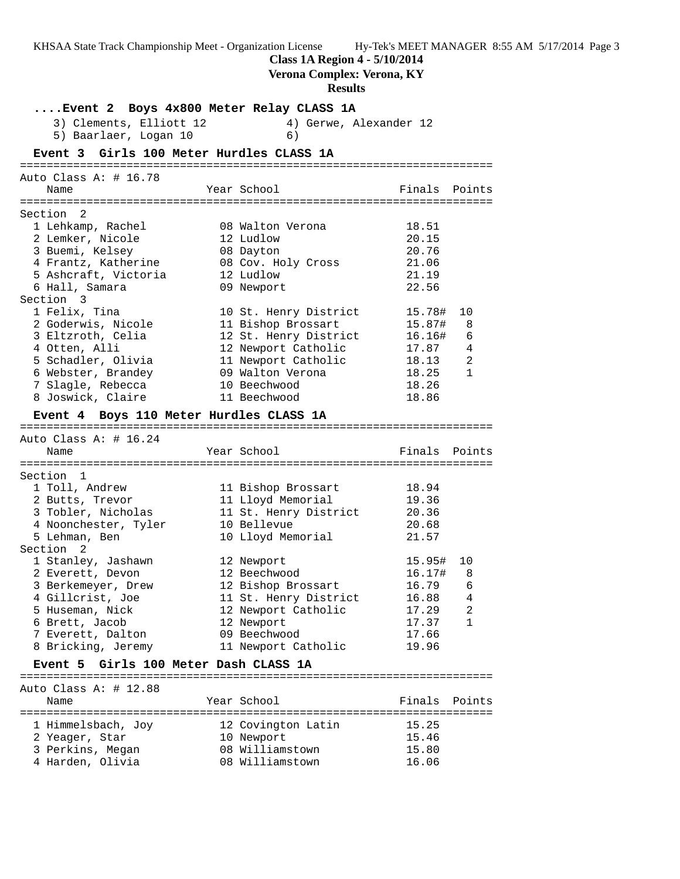## Class 1A Region 4 - 5/10/2014
## Verona Complex: Verona, KY
## Results

### ....Event 2 Boys 4x800 Meter Relay CLASS 1A

3) Clements, Elliott 12 4) Gerwe, Alexander 12
5) Baarlaer, Logan 10 6)

### Event 3 Girls 100 Meter Hurdles CLASS 1A

Auto Class A: # 16.78

| Name | Year | School | Finals | Points |
|---|---|---|---|---|
| **Section 2** | | | | |
| 1 Lehkamp, Rachel | 08 | Walton Verona | 18.51 | |
| 2 Lemker, Nicole | 12 | Ludlow | 20.15 | |
| 3 Buemi, Kelsey | 08 | Dayton | 20.76 | |
| 4 Frantz, Katherine | 08 | Cov. Holy Cross | 21.06 | |
| 5 Ashcraft, Victoria | 12 | Ludlow | 21.19 | |
| 6 Hall, Samara | 09 | Newport | 22.56 | |
| **Section 3** | | | | |
| 1 Felix, Tina | 10 | St. Henry District | 15.78# | 10 |
| 2 Goderwis, Nicole | 11 | Bishop Brossart | 15.87# | 8 |
| 3 Eltzroth, Celia | 12 | St. Henry District | 16.16# | 6 |
| 4 Otten, Alli | 12 | Newport Catholic | 17.87 | 4 |
| 5 Schadler, Olivia | 11 | Newport Catholic | 18.13 | 2 |
| 6 Webster, Brandey | 09 | Walton Verona | 18.25 | 1 |
| 7 Slagle, Rebecca | 10 | Beechwood | 18.26 | |
| 8 Joswick, Claire | 11 | Beechwood | 18.86 | |

### Event 4 Boys 110 Meter Hurdles CLASS 1A

Auto Class A: # 16.24

| Name | Year | School | Finals | Points |
|---|---|---|---|---|
| **Section 1** | | | | |
| 1 Toll, Andrew | 11 | Bishop Brossart | 18.94 | |
| 2 Butts, Trevor | 11 | Lloyd Memorial | 19.36 | |
| 3 Tobler, Nicholas | 11 | St. Henry District | 20.36 | |
| 4 Noonchester, Tyler | 10 | Bellevue | 20.68 | |
| 5 Lehman, Ben | 10 | Lloyd Memorial | 21.57 | |
| **Section 2** | | | | |
| 1 Stanley, Jashawn | 12 | Newport | 15.95# | 10 |
| 2 Everett, Devon | 12 | Beechwood | 16.17# | 8 |
| 3 Berkemeyer, Drew | 12 | Bishop Brossart | 16.79 | 6 |
| 4 Gillcrist, Joe | 11 | St. Henry District | 16.88 | 4 |
| 5 Huseman, Nick | 12 | Newport Catholic | 17.29 | 2 |
| 6 Brett, Jacob | 12 | Newport | 17.37 | 1 |
| 7 Everett, Dalton | 09 | Beechwood | 17.66 | |
| 8 Bricking, Jeremy | 11 | Newport Catholic | 19.96 | |

### Event 5 Girls 100 Meter Dash CLASS 1A

Auto Class A: # 12.88

| Name | Year | School | Finals | Points |
|---|---|---|---|---|
| 1 Himmelsbach, Joy | 12 | Covington Latin | 15.25 | |
| 2 Yeager, Star | 10 | Newport | 15.46 | |
| 3 Perkins, Megan | 08 | Williamstown | 15.80 | |
| 4 Harden, Olivia | 08 | Williamstown | 16.06 | |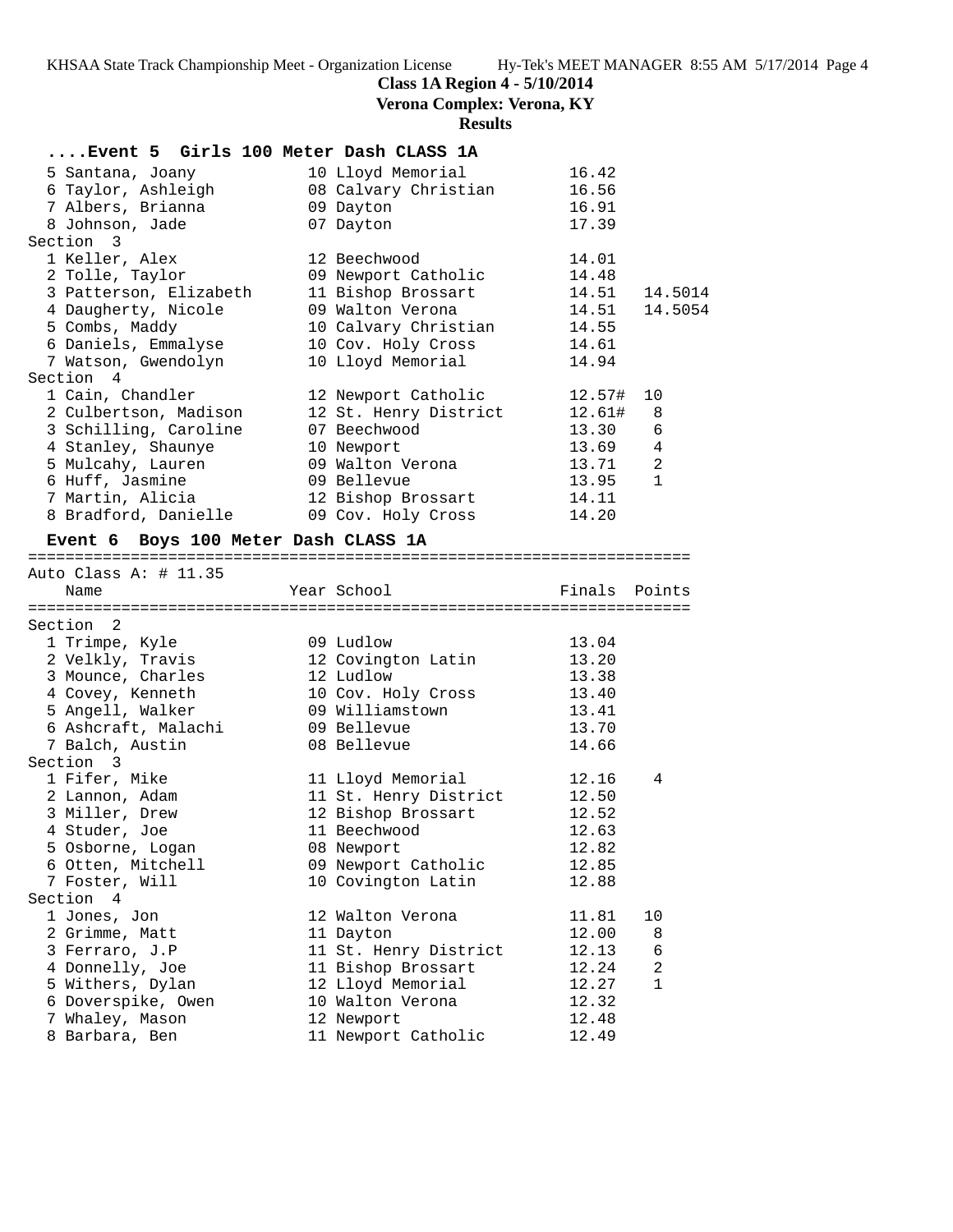**Class 1A Region 4 - 5/10/2014**

**Verona Complex: Verona, KY**

**Results**

### ....Event 5 Girls 100 Meter Dash CLASS 1A

| Place | Name | Year | School | Finals | Points |
|---|---|---|---|---|---|
| 5 | Santana, Joany | 10 | Lloyd Memorial | 16.42 | |
| 6 | Taylor, Ashleigh | 08 | Calvary Christian | 16.56 | |
| 7 | Albers, Brianna | 09 | Dayton | 16.91 | |
| 8 | Johnson, Jade | 07 | Dayton | 17.39 | |
| **Section 3** | | | | | |
| 1 | Keller, Alex | 12 | Beechwood | 14.01 | |
| 2 | Tolle, Taylor | 09 | Newport Catholic | 14.48 | |
| 3 | Patterson, Elizabeth | 11 | Bishop Brossart | 14.51 | 14.5014 |
| 4 | Daugherty, Nicole | 09 | Walton Verona | 14.51 | 14.5054 |
| 5 | Combs, Maddy | 10 | Calvary Christian | 14.55 | |
| 6 | Daniels, Emmalyse | 10 | Cov. Holy Cross | 14.61 | |
| 7 | Watson, Gwendolyn | 10 | Lloyd Memorial | 14.94 | |
| **Section 4** | | | | | |
| 1 | Cain, Chandler | 12 | Newport Catholic | 12.57# | 10 |
| 2 | Culbertson, Madison | 12 | St. Henry District | 12.61# | 8 |
| 3 | Schilling, Caroline | 07 | Beechwood | 13.30 | 6 |
| 4 | Stanley, Shaunye | 10 | Newport | 13.69 | 4 |
| 5 | Mulcahy, Lauren | 09 | Walton Verona | 13.71 | 2 |
| 6 | Huff, Jasmine | 09 | Bellevue | 13.95 | 1 |
| 7 | Martin, Alicia | 12 | Bishop Brossart | 14.11 | |
| 8 | Bradford, Danielle | 09 | Cov. Holy Cross | 14.20 | |

### Event 6 Boys 100 Meter Dash CLASS 1A

Auto Class A: # 11.35

| Place | Name | Year | School | Finals | Points |
|---|---|---|---|---|---|
| **Section 2** | | | | | |
| 1 | Trimpe, Kyle | 09 | Ludlow | 13.04 | |
| 2 | Velkly, Travis | 12 | Covington Latin | 13.20 | |
| 3 | Mounce, Charles | 12 | Ludlow | 13.38 | |
| 4 | Covey, Kenneth | 10 | Cov. Holy Cross | 13.40 | |
| 5 | Angell, Walker | 09 | Williamstown | 13.41 | |
| 6 | Ashcraft, Malachi | 09 | Bellevue | 13.70 | |
| 7 | Balch, Austin | 08 | Bellevue | 14.66 | |
| **Section 3** | | | | | |
| 1 | Fifer, Mike | 11 | Lloyd Memorial | 12.16 | 4 |
| 2 | Lannon, Adam | 11 | St. Henry District | 12.50 | |
| 3 | Miller, Drew | 12 | Bishop Brossart | 12.52 | |
| 4 | Studer, Joe | 11 | Beechwood | 12.63 | |
| 5 | Osborne, Logan | 08 | Newport | 12.82 | |
| 6 | Otten, Mitchell | 09 | Newport Catholic | 12.85 | |
| 7 | Foster, Will | 10 | Covington Latin | 12.88 | |
| **Section 4** | | | | | |
| 1 | Jones, Jon | 12 | Walton Verona | 11.81 | 10 |
| 2 | Grimme, Matt | 11 | Dayton | 12.00 | 8 |
| 3 | Ferraro, J.P | 11 | St. Henry District | 12.13 | 6 |
| 4 | Donnelly, Joe | 11 | Bishop Brossart | 12.24 | 2 |
| 5 | Withers, Dylan | 12 | Lloyd Memorial | 12.27 | 1 |
| 6 | Doverspike, Owen | 10 | Walton Verona | 12.32 | |
| 7 | Whaley, Mason | 12 | Newport | 12.48 | |
| 8 | Barbara, Ben | 11 | Newport Catholic | 12.49 | |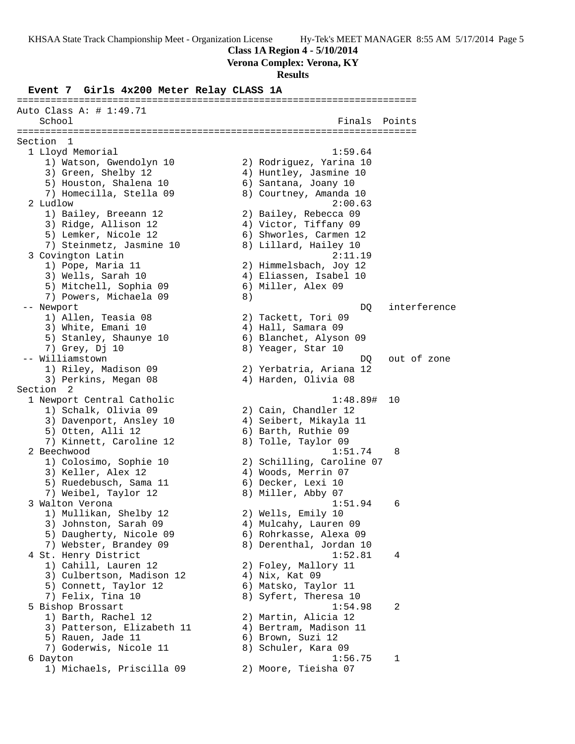**Class 1A Region 4 - 5/10/2014**

**Verona Complex: Verona, KY**

**Results**

### Event 7 Girls 4x200 Meter Relay CLASS 1A

```
=======================================================================
Auto Class A: # 1:49.71
    School                                               Finals  Points
=======================================================================
Section  1
  1 Lloyd Memorial                                      1:59.64
     1) Watson, Gwendolyn 10           2) Rodriguez, Yarina 10
     3) Green, Shelby 12               4) Huntley, Jasmine 10
     5) Houston, Shalena 10            6) Santana, Joany 10
     7) Homecilla, Stella 09           8) Courtney, Amanda 10
  2 Ludlow                                              2:00.63
     1) Bailey, Breeann 12             2) Bailey, Rebecca 09
     3) Ridge, Allison 12              4) Victor, Tiffany 09
     5) Lemker, Nicole 12              6) Shworles, Carmen 12
     7) Steinmetz, Jasmine 10          8) Lillard, Hailey 10
  3 Covington Latin                                     2:11.19
     1) Pope, Maria 11                 2) Himmelsbach, Joy 12
     3) Wells, Sarah 10                4) Eliassen, Isabel 10
     5) Mitchell, Sophia 09            6) Miller, Alex 09
     7) Powers, Michaela 09            8)
 -- Newport                                                  DQ   interference
     1) Allen, Teasia 08               2) Tackett, Tori 09
     3) White, Emani 10                4) Hall, Samara 09
     5) Stanley, Shaunye 10            6) Blanchet, Alyson 09
     7) Grey, Dj 10                    8) Yeager, Star 10
 -- Williamstown                                             DQ   out of zone
     1) Riley, Madison 09              2) Yerbatria, Ariana 12
     3) Perkins, Megan 08              4) Harden, Olivia 08
Section  2
  1 Newport Central Catholic                            1:48.89#  10
     1) Schalk, Olivia 09              2) Cain, Chandler 12
     3) Davenport, Ansley 10           4) Seibert, Mikayla 11
     5) Otten, Alli 12                 6) Barth, Ruthie 09
     7) Kinnett, Caroline 12           8) Tolle, Taylor 09
  2 Beechwood                                           1:51.74    8
     1) Colosimo, Sophie 10            2) Schilling, Caroline 07
     3) Keller, Alex 12                4) Woods, Merrin 07
     5) Ruedebusch, Sama 11            6) Decker, Lexi 10
     7) Weibel, Taylor 12              8) Miller, Abby 07
  3 Walton Verona                                       1:51.94    6
     1) Mullikan, Shelby 12            2) Wells, Emily 10
     3) Johnston, Sarah 09             4) Mulcahy, Lauren 09
     5) Daugherty, Nicole 09           6) Rohrkasse, Alexa 09
     7) Webster, Brandey 09            8) Derenthal, Jordan 10
  4 St. Henry District                                  1:52.81    4
     1) Cahill, Lauren 12              2) Foley, Mallory 11
     3) Culbertson, Madison 12         4) Nix, Kat 09
     5) Connett, Taylor 12             6) Matsko, Taylor 11
     7) Felix, Tina 10                 8) Syfert, Theresa 10
  5 Bishop Brossart                                     1:54.98    2
     1) Barth, Rachel 12               2) Martin, Alicia 12
     3) Patterson, Elizabeth 11        4) Bertram, Madison 11
     5) Rauen, Jade 11                 6) Brown, Suzi 12
     7) Goderwis, Nicole 11            8) Schuler, Kara 09
  6 Dayton                                              1:56.75    1
     1) Michaels, Priscilla 09         2) Moore, Tieisha 07
```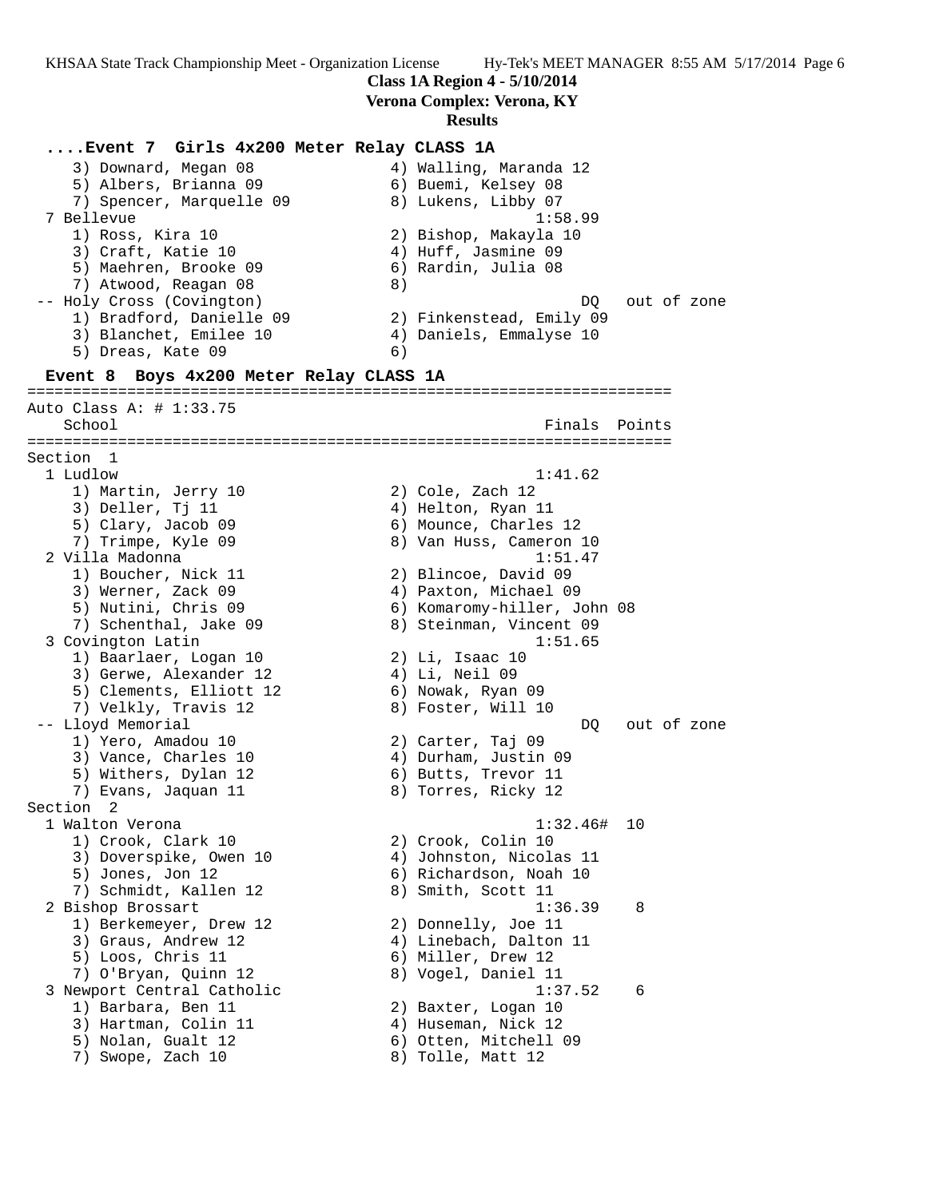**Class 1A Region 4 - 5/10/2014**
**Verona Complex: Verona, KY**
**Results**

### ....Event 7 Girls 4x200 Meter Relay CLASS 1A

```
    3) Downard, Megan 08              4) Walling, Maranda 12
    5) Albers, Brianna 09             6) Buemi, Kelsey 08
    7) Spencer, Marquelle 09          8) Lukens, Libby 07
  7 Bellevue                                      1:58.99
    1) Ross, Kira 10                  2) Bishop, Makayla 10
    3) Craft, Katie 10                4) Huff, Jasmine 09
    5) Maehren, Brooke 09             6) Rardin, Julia 08
    7) Atwood, Reagan 08              8)
 -- Holy Cross (Covington)                             DQ   out of zone
    1) Bradford, Danielle 09          2) Finkenstead, Emily 09
    3) Blanchet, Emilee 10            4) Daniels, Emmalyse 10
    5) Dreas, Kate 09                 6)
```

### Event 8 Boys 4x200 Meter Relay CLASS 1A

```
=======================================================================
Auto Class A: # 1:33.75
   School                                            Finals  Points
=======================================================================
Section  1
  1 Ludlow                                        1:41.62
    1) Martin, Jerry 10               2) Cole, Zach 12
    3) Deller, Tj 11                  4) Helton, Ryan 11
    5) Clary, Jacob 09                6) Mounce, Charles 12
    7) Trimpe, Kyle 09                8) Van Huss, Cameron 10
  2 Villa Madonna                                 1:51.47
    1) Boucher, Nick 11               2) Blincoe, David 09
    3) Werner, Zack 09                4) Paxton, Michael 09
    5) Nutini, Chris 09               6) Komaromy-hiller, John 08
    7) Schenthal, Jake 09             8) Steinman, Vincent 09
  3 Covington Latin                               1:51.65
    1) Baarlaer, Logan 10             2) Li, Isaac 10
    3) Gerwe, Alexander 12            4) Li, Neil 09
    5) Clements, Elliott 12           6) Nowak, Ryan 09
    7) Velkly, Travis 12              8) Foster, Will 10
 -- Lloyd Memorial                                     DQ   out of zone
    1) Yero, Amadou 10                2) Carter, Taj 09
    3) Vance, Charles 10              4) Durham, Justin 09
    5) Withers, Dylan 12              6) Butts, Trevor 11
    7) Evans, Jaquan 11               8) Torres, Ricky 12
Section  2
  1 Walton Verona                                 1:32.46#  10
    1) Crook, Clark 10                2) Crook, Colin 10
    3) Doverspike, Owen 10            4) Johnston, Nicolas 11
    5) Jones, Jon 12                  6) Richardson, Noah 10
    7) Schmidt, Kallen 12             8) Smith, Scott 11
  2 Bishop Brossart                               1:36.39    8
    1) Berkemeyer, Drew 12            2) Donnelly, Joe 11
    3) Graus, Andrew 12               4) Linebach, Dalton 11
    5) Loos, Chris 11                 6) Miller, Drew 12
    7) O'Bryan, Quinn 12              8) Vogel, Daniel 11
  3 Newport Central Catholic                      1:37.52    6
    1) Barbara, Ben 11                2) Baxter, Logan 10
    3) Hartman, Colin 11              4) Huseman, Nick 12
    5) Nolan, Gualt 12                6) Otten, Mitchell 09
    7) Swope, Zach 10                 8) Tolle, Matt 12
```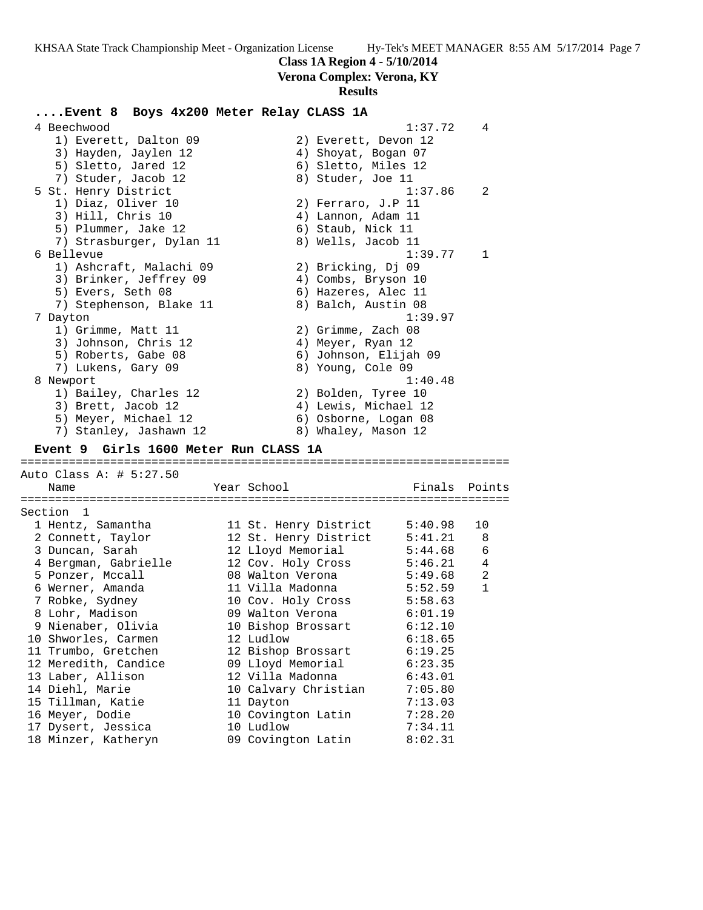## Class 1A Region 4 - 5/10/2014
## Verona Complex: Verona, KY
## Results

### ....Event 8 Boys 4x200 Meter Relay CLASS 1A

```
  4 Beechwood                                         1:37.72    4
     1) Everett, Dalton 09             2) Everett, Devon 12
     3) Hayden, Jaylen 12              4) Shoyat, Bogan 07
     5) Sletto, Jared 12               6) Sletto, Miles 12
     7) Studer, Jacob 12               8) Studer, Joe 11
  5 St. Henry District                                1:37.86    2
     1) Diaz, Oliver 10                2) Ferraro, J.P 11
     3) Hill, Chris 10                 4) Lannon, Adam 11
     5) Plummer, Jake 12               6) Staub, Nick 11
     7) Strasburger, Dylan 11          8) Wells, Jacob 11
  6 Bellevue                                          1:39.77    1
     1) Ashcraft, Malachi 09           2) Bricking, Dj 09
     3) Brinker, Jeffrey 09            4) Combs, Bryson 10
     5) Evers, Seth 08                 6) Hazeres, Alec 11
     7) Stephenson, Blake 11           8) Balch, Austin 08
  7 Dayton                                            1:39.97
     1) Grimme, Matt 11                2) Grimme, Zach 08
     3) Johnson, Chris 12              4) Meyer, Ryan 12
     5) Roberts, Gabe 08               6) Johnson, Elijah 09
     7) Lukens, Gary 09                8) Young, Cole 09
  8 Newport                                           1:40.48
     1) Bailey, Charles 12             2) Bolden, Tyree 10
     3) Brett, Jacob 12                4) Lewis, Michael 12
     5) Meyer, Michael 12              6) Osborne, Logan 08
     7) Stanley, Jashawn 12            8) Whaley, Mason 12
```

### Event 9 Girls 1600 Meter Run CLASS 1A

Auto Class A: # 5:27.50

Section 1

| Place | Name | Year | School | Finals | Points |
|---|---|---|---|---|---|
| 1 | Hentz, Samantha | 11 | St. Henry District | 5:40.98 | 10 |
| 2 | Connett, Taylor | 12 | St. Henry District | 5:41.21 | 8 |
| 3 | Duncan, Sarah | 12 | Lloyd Memorial | 5:44.68 | 6 |
| 4 | Bergman, Gabrielle | 12 | Cov. Holy Cross | 5:46.21 | 4 |
| 5 | Ponzer, Mccall | 08 | Walton Verona | 5:49.68 | 2 |
| 6 | Werner, Amanda | 11 | Villa Madonna | 5:52.59 | 1 |
| 7 | Robke, Sydney | 10 | Cov. Holy Cross | 5:58.63 | |
| 8 | Lohr, Madison | 09 | Walton Verona | 6:01.19 | |
| 9 | Nienaber, Olivia | 10 | Bishop Brossart | 6:12.10 | |
| 10 | Shworles, Carmen | 12 | Ludlow | 6:18.65 | |
| 11 | Trumbo, Gretchen | 12 | Bishop Brossart | 6:19.25 | |
| 12 | Meredith, Candice | 09 | Lloyd Memorial | 6:23.35 | |
| 13 | Laber, Allison | 12 | Villa Madonna | 6:43.01 | |
| 14 | Diehl, Marie | 10 | Calvary Christian | 7:05.80 | |
| 15 | Tillman, Katie | 11 | Dayton | 7:13.03 | |
| 16 | Meyer, Dodie | 10 | Covington Latin | 7:28.20 | |
| 17 | Dysert, Jessica | 10 | Ludlow | 7:34.11 | |
| 18 | Minzer, Katheryn | 09 | Covington Latin | 8:02.31 | |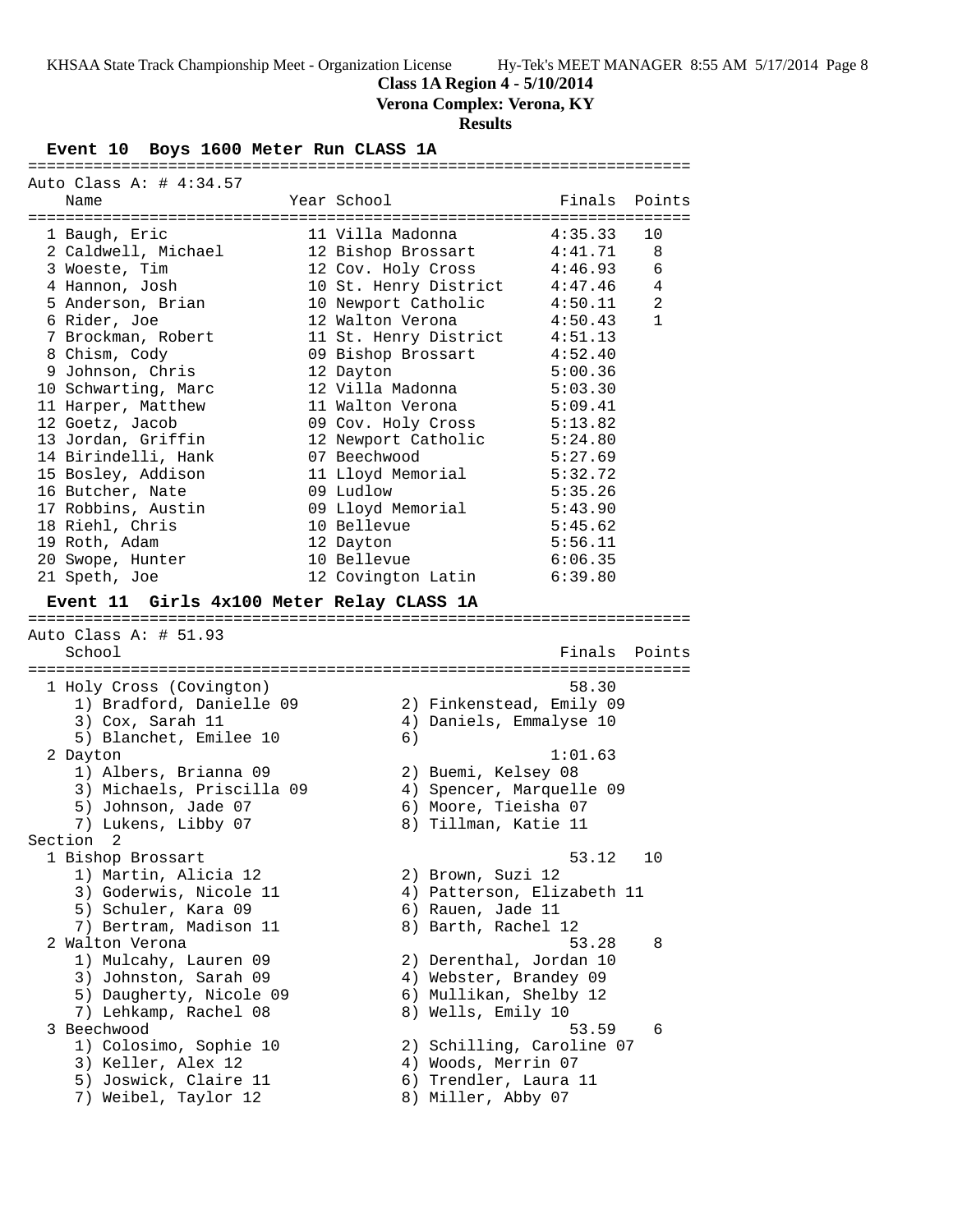**Class 1A Region 4 - 5/10/2014**
**Verona Complex: Verona, KY**
**Results**

### Event 10 Boys 1600 Meter Run CLASS 1A

Auto Class A: # 4:34.57

| Place | Name | Year | School | Finals | Points |
|---|---|---|---|---|---|
| 1 | Baugh, Eric | 11 | Villa Madonna | 4:35.33 | 10 |
| 2 | Caldwell, Michael | 12 | Bishop Brossart | 4:41.71 | 8 |
| 3 | Woeste, Tim | 12 | Cov. Holy Cross | 4:46.93 | 6 |
| 4 | Hannon, Josh | 10 | St. Henry District | 4:47.46 | 4 |
| 5 | Anderson, Brian | 10 | Newport Catholic | 4:50.11 | 2 |
| 6 | Rider, Joe | 12 | Walton Verona | 4:50.43 | 1 |
| 7 | Brockman, Robert | 11 | St. Henry District | 4:51.13 | |
| 8 | Chism, Cody | 09 | Bishop Brossart | 4:52.40 | |
| 9 | Johnson, Chris | 12 | Dayton | 5:00.36 | |
| 10 | Schwarting, Marc | 12 | Villa Madonna | 5:03.30 | |
| 11 | Harper, Matthew | 11 | Walton Verona | 5:09.41 | |
| 12 | Goetz, Jacob | 09 | Cov. Holy Cross | 5:13.82 | |
| 13 | Jordan, Griffin | 12 | Newport Catholic | 5:24.80 | |
| 14 | Birindelli, Hank | 07 | Beechwood | 5:27.69 | |
| 15 | Bosley, Addison | 11 | Lloyd Memorial | 5:32.72 | |
| 16 | Butcher, Nate | 09 | Ludlow | 5:35.26 | |
| 17 | Robbins, Austin | 09 | Lloyd Memorial | 5:43.90 | |
| 18 | Riehl, Chris | 10 | Bellevue | 5:45.62 | |
| 19 | Roth, Adam | 12 | Dayton | 5:56.11 | |
| 20 | Swope, Hunter | 10 | Bellevue | 6:06.35 | |
| 21 | Speth, Joe | 12 | Covington Latin | 6:39.80 | |

### Event 11 Girls 4x100 Meter Relay CLASS 1A

Auto Class A: # 51.93

| Place | School | Finals | Points |
|---|---|---|---|
| 1 | Holy Cross (Covington) | 58.30 | |
| | 1) Bradford, Danielle 09; 2) Finkenstead, Emily 09; 3) Cox, Sarah 11; 4) Daniels, Emmalyse 10; 5) Blanchet, Emilee 10; 6) | | |
| 2 | Dayton | 1:01.63 | |
| | 1) Albers, Brianna 09; 2) Buemi, Kelsey 08; 3) Michaels, Priscilla 09; 4) Spencer, Marquelle 09; 5) Johnson, Jade 07; 6) Moore, Tieisha 07; 7) Lukens, Libby 07; 8) Tillman, Katie 11 | | |

Section 2

| Place | School | Finals | Points |
|---|---|---|---|
| 1 | Bishop Brossart | 53.12 | 10 |
| | 1) Martin, Alicia 12; 2) Brown, Suzi 12; 3) Goderwis, Nicole 11; 4) Patterson, Elizabeth 11; 5) Schuler, Kara 09; 6) Rauen, Jade 11; 7) Bertram, Madison 11; 8) Barth, Rachel 12 | | |
| 2 | Walton Verona | 53.28 | 8 |
| | 1) Mulcahy, Lauren 09; 2) Derenthal, Jordan 10; 3) Johnston, Sarah 09; 4) Webster, Brandey 09; 5) Daugherty, Nicole 09; 6) Mullikan, Shelby 12; 7) Lehkamp, Rachel 08; 8) Wells, Emily 10 | | |
| 3 | Beechwood | 53.59 | 6 |
| | 1) Colosimo, Sophie 10; 2) Schilling, Caroline 07; 3) Keller, Alex 12; 4) Woods, Merrin 07; 5) Joswick, Claire 11; 6) Trendler, Laura 11; 7) Weibel, Taylor 12; 8) Miller, Abby 07 | | |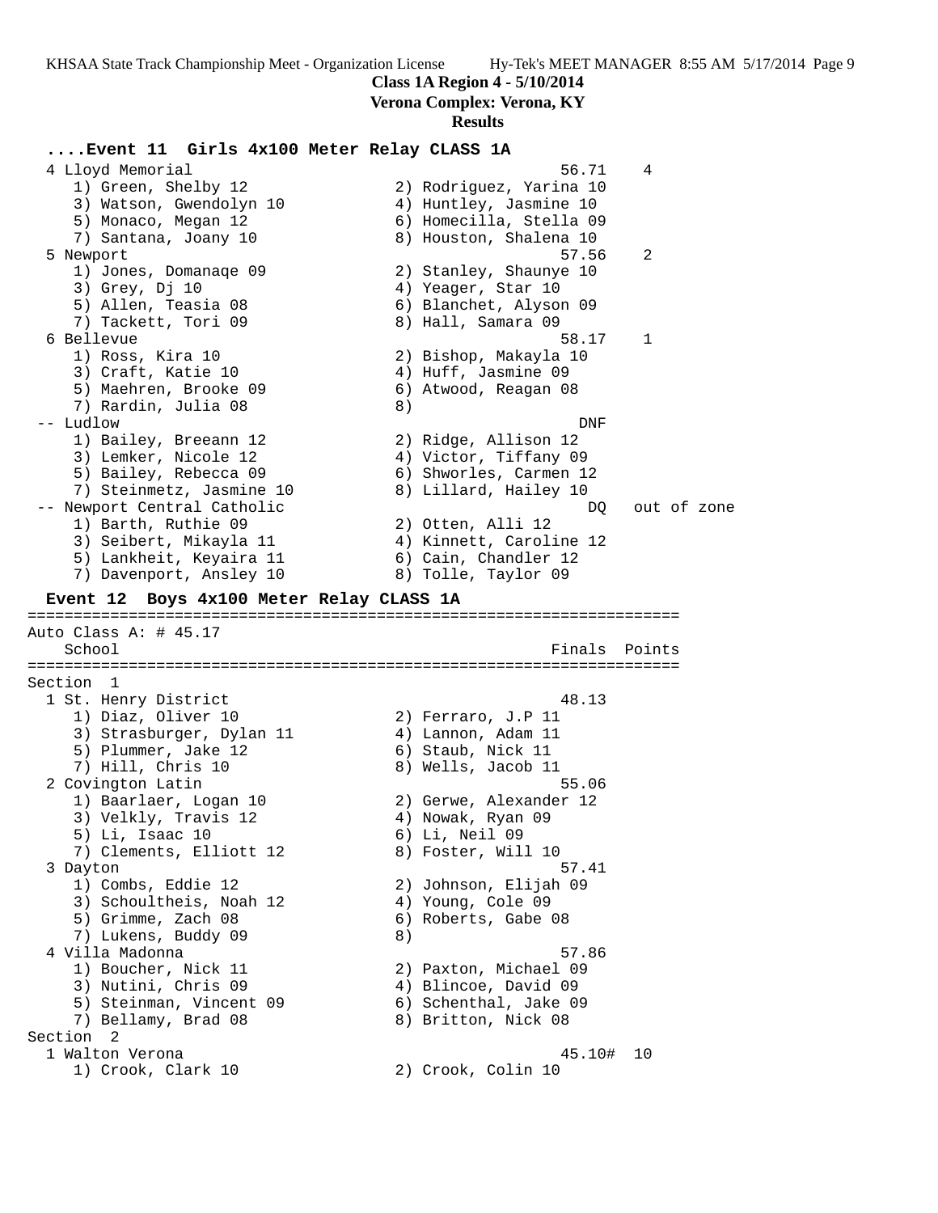**Class 1A Region 4 - 5/10/2014**
**Verona Complex: Verona, KY**
**Results**

### ....Event 11 Girls 4x100 Meter Relay CLASS 1A

```
  4 Lloyd Memorial                                        56.71    4
     1) Green, Shelby 12               2) Rodriguez, Yarina 10
     3) Watson, Gwendolyn 10           4) Huntley, Jasmine 10
     5) Monaco, Megan 12               6) Homecilla, Stella 09
     7) Santana, Joany 10              8) Houston, Shalena 10
  5 Newport                                               57.56    2
     1) Jones, Domanaqe 09             2) Stanley, Shaunye 10
     3) Grey, Dj 10                    4) Yeager, Star 10
     5) Allen, Teasia 08               6) Blanchet, Alyson 09
     7) Tackett, Tori 09               8) Hall, Samara 09
  6 Bellevue                                              58.17    1
     1) Ross, Kira 10                  2) Bishop, Makayla 10
     3) Craft, Katie 10                4) Huff, Jasmine 09
     5) Maehren, Brooke 09             6) Atwood, Reagan 08
     7) Rardin, Julia 08               8)
 -- Ludlow                                                  DNF
     1) Bailey, Breeann 12             2) Ridge, Allison 12
     3) Lemker, Nicole 12              4) Victor, Tiffany 09
     5) Bailey, Rebecca 09             6) Shworles, Carmen 12
     7) Steinmetz, Jasmine 10          8) Lillard, Hailey 10
 -- Newport Central Catholic                                 DQ   out of zone
     1) Barth, Ruthie 09               2) Otten, Alli 12
     3) Seibert, Mikayla 11            4) Kinnett, Caroline 12
     5) Lankheit, Keyaira 11           6) Cain, Chandler 12
     7) Davenport, Ansley 10           8) Tolle, Taylor 09
```

### Event 12 Boys 4x100 Meter Relay CLASS 1A

```
=======================================================================
Auto Class A: # 45.17
    School                                               Finals  Points
=======================================================================
Section  1
  1 St. Henry District                                    48.13
     1) Diaz, Oliver 10                2) Ferraro, J.P 11
     3) Strasburger, Dylan 11          4) Lannon, Adam 11
     5) Plummer, Jake 12               6) Staub, Nick 11
     7) Hill, Chris 10                 8) Wells, Jacob 11
  2 Covington Latin                                       55.06
     1) Baarlaer, Logan 10             2) Gerwe, Alexander 12
     3) Velkly, Travis 12              4) Nowak, Ryan 09
     5) Li, Isaac 10                   6) Li, Neil 09
     7) Clements, Elliott 12           8) Foster, Will 10
  3 Dayton                                                57.41
     1) Combs, Eddie 12                2) Johnson, Elijah 09
     3) Schoultheis, Noah 12           4) Young, Cole 09
     5) Grimme, Zach 08                6) Roberts, Gabe 08
     7) Lukens, Buddy 09               8)
  4 Villa Madonna                                         57.86
     1) Boucher, Nick 11               2) Paxton, Michael 09
     3) Nutini, Chris 09               4) Blincoe, David 09
     5) Steinman, Vincent 09           6) Schenthal, Jake 09
     7) Bellamy, Brad 08               8) Britton, Nick 08
Section  2
  1 Walton Verona                                         45.10#  10
     1) Crook, Clark 10                2) Crook, Colin 10
```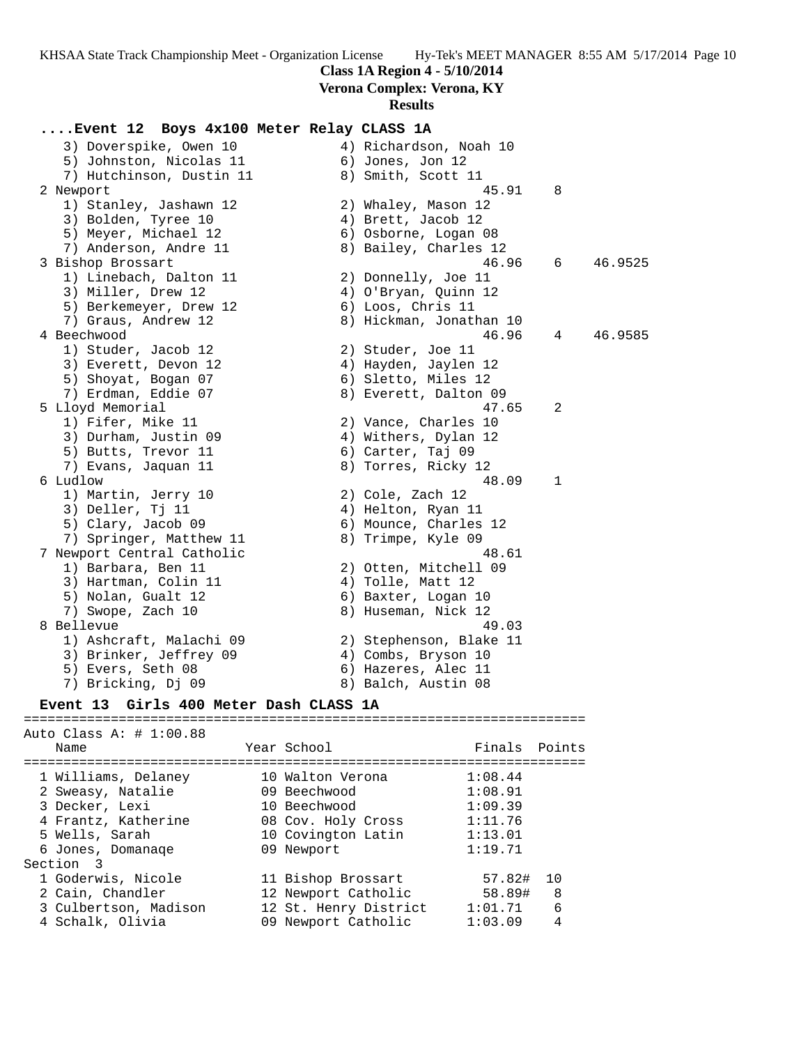## Class 1A Region 4 - 5/10/2014

**Verona Complex: Verona, KY**

**Results**

### ....Event 12 Boys 4x100 Meter Relay CLASS 1A

```
    3) Doverspike, Owen 10             4) Richardson, Noah 10
    5) Johnston, Nicolas 11            6) Jones, Jon 12
    7) Hutchinson, Dustin 11           8) Smith, Scott 11
  2 Newport                                         45.91    8
    1) Stanley, Jashawn 12             2) Whaley, Mason 12
    3) Bolden, Tyree 10                4) Brett, Jacob 12
    5) Meyer, Michael 12               6) Osborne, Logan 08
    7) Anderson, Andre 11              8) Bailey, Charles 12
  3 Bishop Brossart                                 46.96    6    46.9525
    1) Linebach, Dalton 11             2) Donnelly, Joe 11
    3) Miller, Drew 12                 4) O'Bryan, Quinn 12
    5) Berkemeyer, Drew 12             6) Loos, Chris 11
    7) Graus, Andrew 12                8) Hickman, Jonathan 10
  4 Beechwood                                       46.96    4    46.9585
    1) Studer, Jacob 12                2) Studer, Joe 11
    3) Everett, Devon 12               4) Hayden, Jaylen 12
    5) Shoyat, Bogan 07                6) Sletto, Miles 12
    7) Erdman, Eddie 07                8) Everett, Dalton 09
  5 Lloyd Memorial                                  47.65    2
    1) Fifer, Mike 11                  2) Vance, Charles 10
    3) Durham, Justin 09               4) Withers, Dylan 12
    5) Butts, Trevor 11                6) Carter, Taj 09
    7) Evans, Jaquan 11                8) Torres, Ricky 12
  6 Ludlow                                          48.09    1
    1) Martin, Jerry 10                2) Cole, Zach 12
    3) Deller, Tj 11                   4) Helton, Ryan 11
    5) Clary, Jacob 09                 6) Mounce, Charles 12
    7) Springer, Matthew 11            8) Trimpe, Kyle 09
  7 Newport Central Catholic                        48.61
    1) Barbara, Ben 11                 2) Otten, Mitchell 09
    3) Hartman, Colin 11               4) Tolle, Matt 12
    5) Nolan, Gualt 12                 6) Baxter, Logan 10
    7) Swope, Zach 10                  8) Huseman, Nick 12
  8 Bellevue                                        49.03
    1) Ashcraft, Malachi 09            2) Stephenson, Blake 11
    3) Brinker, Jeffrey 09             4) Combs, Bryson 10
    5) Evers, Seth 08                  6) Hazeres, Alec 11
    7) Bricking, Dj 09                 8) Balch, Austin 08
```

### Event 13 Girls 400 Meter Dash CLASS 1A

```
=======================================================================
Auto Class A: # 1:00.88
    Name                    Year School                  Finals  Points
=======================================================================
  1 Williams, Delaney        10 Walton Verona           1:08.44
  2 Sweasy, Natalie          09 Beechwood               1:08.91
  3 Decker, Lexi             10 Beechwood               1:09.39
  4 Frantz, Katherine        08 Cov. Holy Cross         1:11.76
  5 Wells, Sarah             10 Covington Latin         1:13.01
  6 Jones, Domanaqe          09 Newport                 1:19.71
Section  3
  1 Goderwis, Nicole         11 Bishop Brossart           57.82#  10
  2 Cain, Chandler           12 Newport Catholic          58.89#   8
  3 Culbertson, Madison      12 St. Henry District      1:01.71    6
  4 Schalk, Olivia           09 Newport Catholic        1:03.09    4
```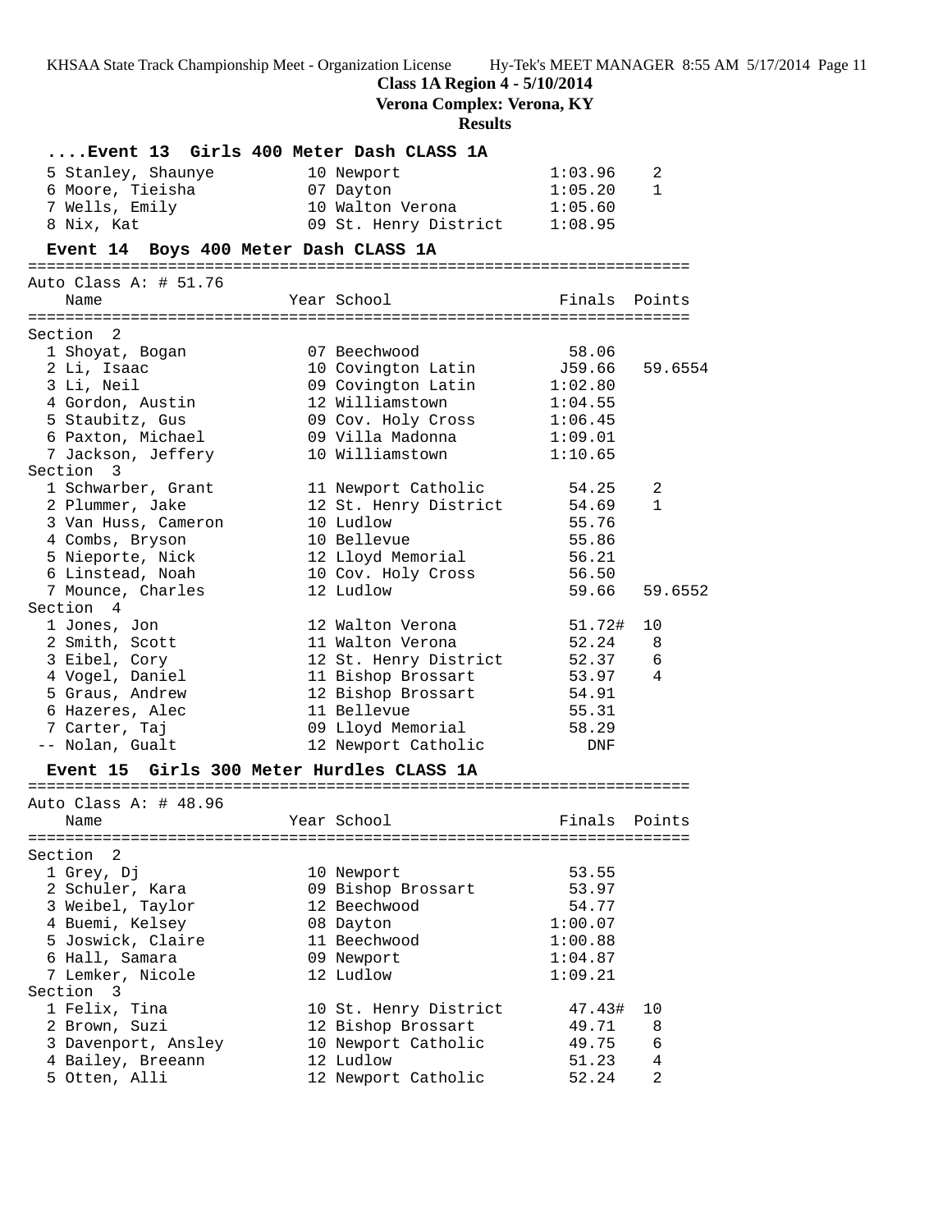**Class 1A Region 4 - 5/10/2014**
**Verona Complex: Verona, KY**
**Results**

### ....Event 13 Girls 400 Meter Dash CLASS 1A

| Place | Name | Year | School | Finals | Points |
|---|---|---|---|---|---|
| 5 | Stanley, Shaunye | 10 | Newport | 1:03.96 | 2 |
| 6 | Moore, Tieisha | 07 | Dayton | 1:05.20 | 1 |
| 7 | Wells, Emily | 10 | Walton Verona | 1:05.60 | |
| 8 | Nix, Kat | 09 | St. Henry District | 1:08.95 | |

### Event 14 Boys 400 Meter Dash CLASS 1A

Auto Class A: # 51.76

| Place | Name | Year | School | Finals | Points |
|---|---|---|---|---|---|
| **Section 2** | | | | | |
| 1 | Shoyat, Bogan | 07 | Beechwood | 58.06 | |
| 2 | Li, Isaac | 10 | Covington Latin | J59.66 | 59.6554 |
| 3 | Li, Neil | 09 | Covington Latin | 1:02.80 | |
| 4 | Gordon, Austin | 12 | Williamstown | 1:04.55 | |
| 5 | Staubitz, Gus | 09 | Cov. Holy Cross | 1:06.45 | |
| 6 | Paxton, Michael | 09 | Villa Madonna | 1:09.01 | |
| 7 | Jackson, Jeffery | 10 | Williamstown | 1:10.65 | |
| **Section 3** | | | | | |
| 1 | Schwarber, Grant | 11 | Newport Catholic | 54.25 | 2 |
| 2 | Plummer, Jake | 12 | St. Henry District | 54.69 | 1 |
| 3 | Van Huss, Cameron | 10 | Ludlow | 55.76 | |
| 4 | Combs, Bryson | 10 | Bellevue | 55.86 | |
| 5 | Nieporte, Nick | 12 | Lloyd Memorial | 56.21 | |
| 6 | Linstead, Noah | 10 | Cov. Holy Cross | 56.50 | |
| 7 | Mounce, Charles | 12 | Ludlow | 59.66 | 59.6552 |
| **Section 4** | | | | | |
| 1 | Jones, Jon | 12 | Walton Verona | 51.72# | 10 |
| 2 | Smith, Scott | 11 | Walton Verona | 52.24 | 8 |
| 3 | Eibel, Cory | 12 | St. Henry District | 52.37 | 6 |
| 4 | Vogel, Daniel | 11 | Bishop Brossart | 53.97 | 4 |
| 5 | Graus, Andrew | 12 | Bishop Brossart | 54.91 | |
| 6 | Hazeres, Alec | 11 | Bellevue | 55.31 | |
| 7 | Carter, Taj | 09 | Lloyd Memorial | 58.29 | |
| -- | Nolan, Gualt | 12 | Newport Catholic | DNF | |

### Event 15 Girls 300 Meter Hurdles CLASS 1A

Auto Class A: # 48.96

| Place | Name | Year | School | Finals | Points |
|---|---|---|---|---|---|
| **Section 2** | | | | | |
| 1 | Grey, Dj | 10 | Newport | 53.55 | |
| 2 | Schuler, Kara | 09 | Bishop Brossart | 53.97 | |
| 3 | Weibel, Taylor | 12 | Beechwood | 54.77 | |
| 4 | Buemi, Kelsey | 08 | Dayton | 1:00.07 | |
| 5 | Joswick, Claire | 11 | Beechwood | 1:00.88 | |
| 6 | Hall, Samara | 09 | Newport | 1:04.87 | |
| 7 | Lemker, Nicole | 12 | Ludlow | 1:09.21 | |
| **Section 3** | | | | | |
| 1 | Felix, Tina | 10 | St. Henry District | 47.43# | 10 |
| 2 | Brown, Suzi | 12 | Bishop Brossart | 49.71 | 8 |
| 3 | Davenport, Ansley | 10 | Newport Catholic | 49.75 | 6 |
| 4 | Bailey, Breeann | 12 | Ludlow | 51.23 | 4 |
| 5 | Otten, Alli | 12 | Newport Catholic | 52.24 | 2 |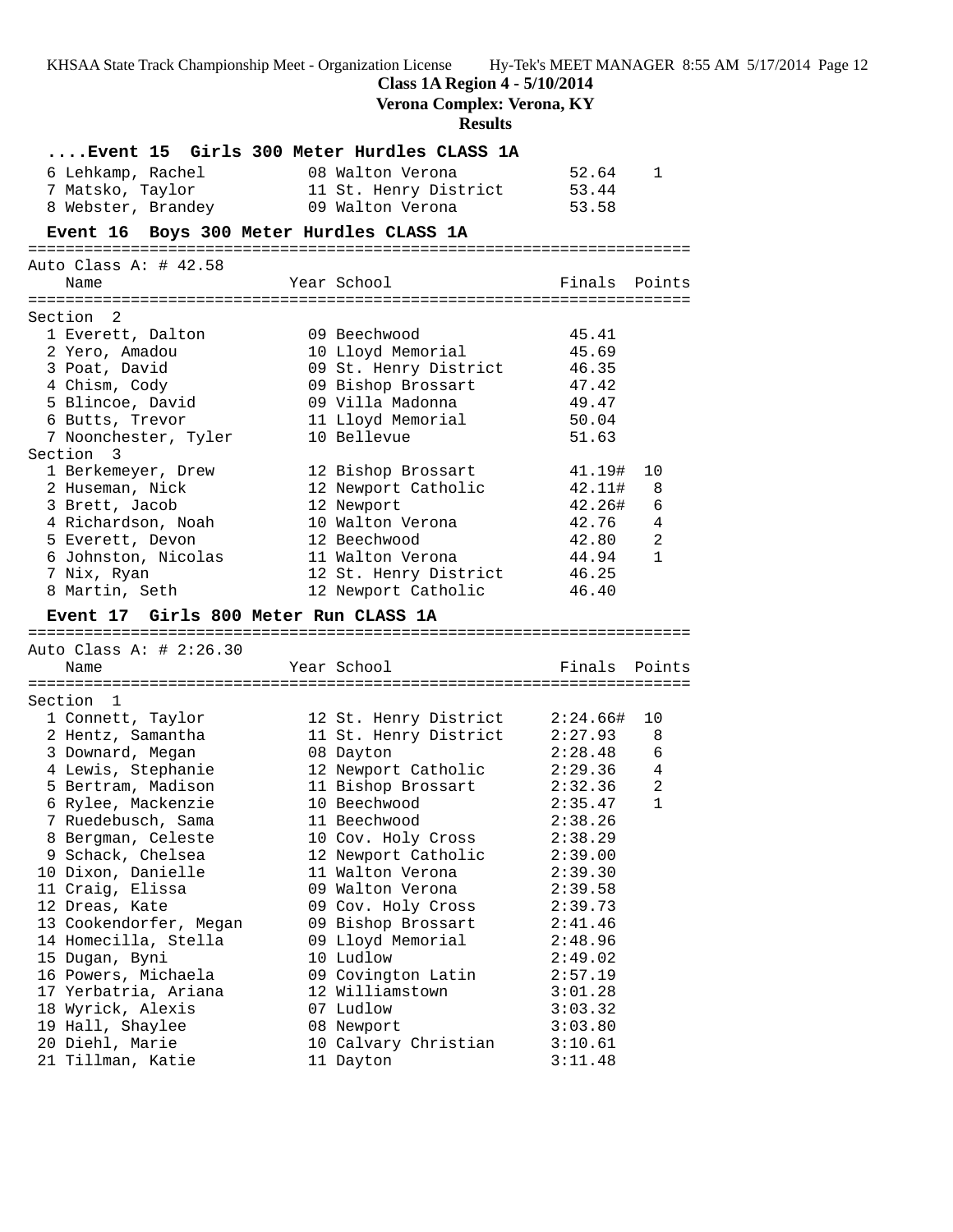**Class 1A Region 4 - 5/10/2014**

**Verona Complex: Verona, KY**

**Results**

### ....Event 15 Girls 300 Meter Hurdles CLASS 1A

| Place | Name | Year | School | Finals | Points |
|---|---|---|---|---|---|
| 6 | Lehkamp, Rachel | 08 | Walton Verona | 52.64 | 1 |
| 7 | Matsko, Taylor | 11 | St. Henry District | 53.44 | |
| 8 | Webster, Brandey | 09 | Walton Verona | 53.58 | |

### Event 16 Boys 300 Meter Hurdles CLASS 1A

Auto Class A: # 42.58

| Place | Name | Year | School | Finals | Points |
|---|---|---|---|---|---|
| **Section 2** | | | | | |
| 1 | Everett, Dalton | 09 | Beechwood | 45.41 | |
| 2 | Yero, Amadou | 10 | Lloyd Memorial | 45.69 | |
| 3 | Poat, David | 09 | St. Henry District | 46.35 | |
| 4 | Chism, Cody | 09 | Bishop Brossart | 47.42 | |
| 5 | Blincoe, David | 09 | Villa Madonna | 49.47 | |
| 6 | Butts, Trevor | 11 | Lloyd Memorial | 50.04 | |
| 7 | Noonchester, Tyler | 10 | Bellevue | 51.63 | |
| **Section 3** | | | | | |
| 1 | Berkemeyer, Drew | 12 | Bishop Brossart | 41.19# | 10 |
| 2 | Huseman, Nick | 12 | Newport Catholic | 42.11# | 8 |
| 3 | Brett, Jacob | 12 | Newport | 42.26# | 6 |
| 4 | Richardson, Noah | 10 | Walton Verona | 42.76 | 4 |
| 5 | Everett, Devon | 12 | Beechwood | 42.80 | 2 |
| 6 | Johnston, Nicolas | 11 | Walton Verona | 44.94 | 1 |
| 7 | Nix, Ryan | 12 | St. Henry District | 46.25 | |
| 8 | Martin, Seth | 12 | Newport Catholic | 46.40 | |

### Event 17 Girls 800 Meter Run CLASS 1A

Auto Class A: # 2:26.30

| Place | Name | Year | School | Finals | Points |
|---|---|---|---|---|---|
| **Section 1** | | | | | |
| 1 | Connett, Taylor | 12 | St. Henry District | 2:24.66# | 10 |
| 2 | Hentz, Samantha | 11 | St. Henry District | 2:27.93 | 8 |
| 3 | Downard, Megan | 08 | Dayton | 2:28.48 | 6 |
| 4 | Lewis, Stephanie | 12 | Newport Catholic | 2:29.36 | 4 |
| 5 | Bertram, Madison | 11 | Bishop Brossart | 2:32.36 | 2 |
| 6 | Rylee, Mackenzie | 10 | Beechwood | 2:35.47 | 1 |
| 7 | Ruedebusch, Sama | 11 | Beechwood | 2:38.26 | |
| 8 | Bergman, Celeste | 10 | Cov. Holy Cross | 2:38.29 | |
| 9 | Schack, Chelsea | 12 | Newport Catholic | 2:39.00 | |
| 10 | Dixon, Danielle | 11 | Walton Verona | 2:39.30 | |
| 11 | Craig, Elissa | 09 | Walton Verona | 2:39.58 | |
| 12 | Dreas, Kate | 09 | Cov. Holy Cross | 2:39.73 | |
| 13 | Cookendorfer, Megan | 09 | Bishop Brossart | 2:41.46 | |
| 14 | Homecilla, Stella | 09 | Lloyd Memorial | 2:48.96 | |
| 15 | Dugan, Byni | 10 | Ludlow | 2:49.02 | |
| 16 | Powers, Michaela | 09 | Covington Latin | 2:57.19 | |
| 17 | Yerbatria, Ariana | 12 | Williamstown | 3:01.28 | |
| 18 | Wyrick, Alexis | 07 | Ludlow | 3:03.32 | |
| 19 | Hall, Shaylee | 08 | Newport | 3:03.80 | |
| 20 | Diehl, Marie | 10 | Calvary Christian | 3:10.61 | |
| 21 | Tillman, Katie | 11 | Dayton | 3:11.48 | |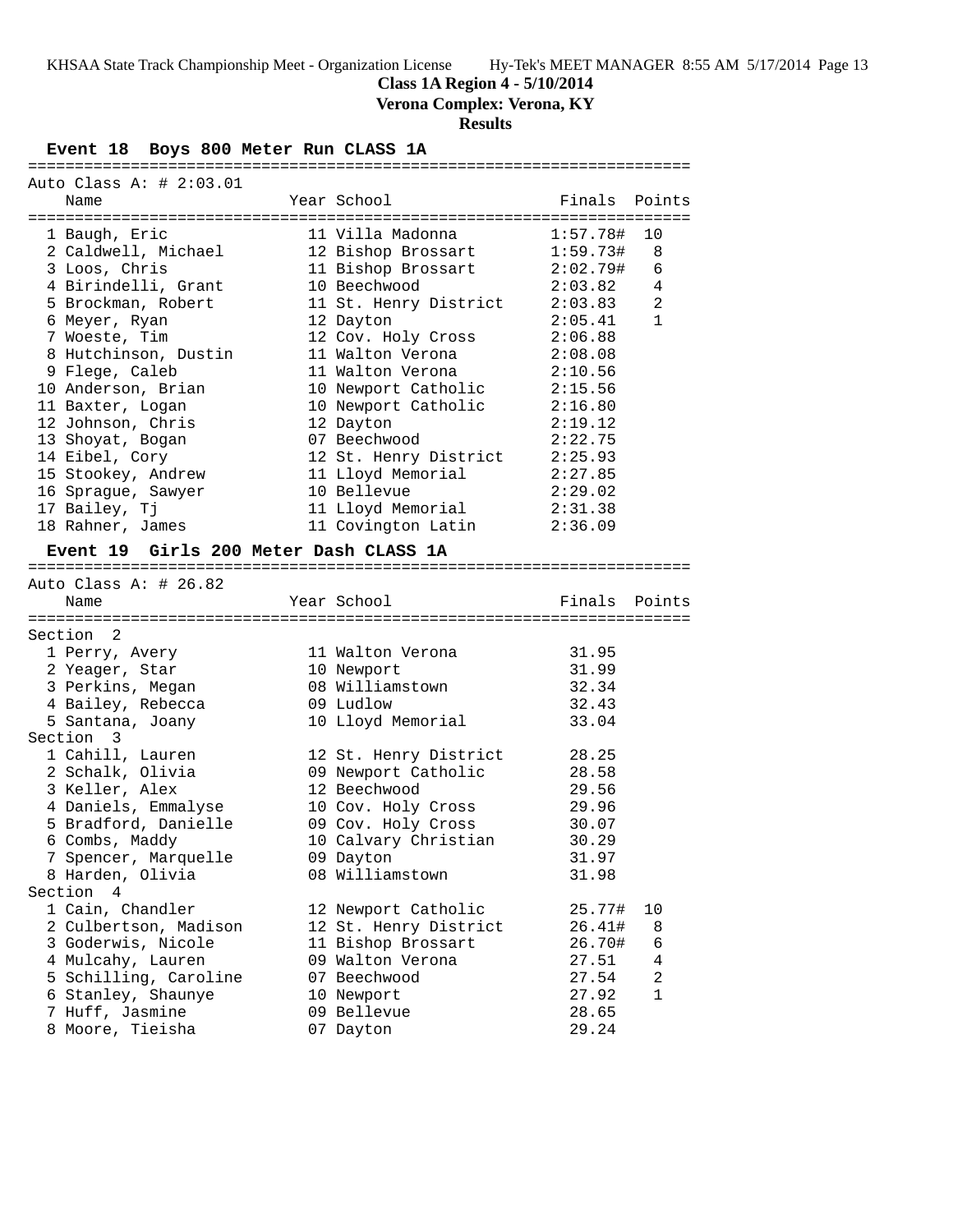**Class 1A Region 4 - 5/10/2014**

**Verona Complex: Verona, KY**

**Results**

### Event 18 Boys 800 Meter Run CLASS 1A

Auto Class A: # 2:03.01

| | Name | Year | School | Finals | Points |
|---|---|---|---|---|---|
| 1 | Baugh, Eric | 11 | Villa Madonna | 1:57.78# | 10 |
| 2 | Caldwell, Michael | 12 | Bishop Brossart | 1:59.73# | 8 |
| 3 | Loos, Chris | 11 | Bishop Brossart | 2:02.79# | 6 |
| 4 | Birindelli, Grant | 10 | Beechwood | 2:03.82 | 4 |
| 5 | Brockman, Robert | 11 | St. Henry District | 2:03.83 | 2 |
| 6 | Meyer, Ryan | 12 | Dayton | 2:05.41 | 1 |
| 7 | Woeste, Tim | 12 | Cov. Holy Cross | 2:06.88 | |
| 8 | Hutchinson, Dustin | 11 | Walton Verona | 2:08.08 | |
| 9 | Flege, Caleb | 11 | Walton Verona | 2:10.56 | |
| 10 | Anderson, Brian | 10 | Newport Catholic | 2:15.56 | |
| 11 | Baxter, Logan | 10 | Newport Catholic | 2:16.80 | |
| 12 | Johnson, Chris | 12 | Dayton | 2:19.12 | |
| 13 | Shoyat, Bogan | 07 | Beechwood | 2:22.75 | |
| 14 | Eibel, Cory | 12 | St. Henry District | 2:25.93 | |
| 15 | Stookey, Andrew | 11 | Lloyd Memorial | 2:27.85 | |
| 16 | Sprague, Sawyer | 10 | Bellevue | 2:29.02 | |
| 17 | Bailey, Tj | 11 | Lloyd Memorial | 2:31.38 | |
| 18 | Rahner, James | 11 | Covington Latin | 2:36.09 | |

### Event 19 Girls 200 Meter Dash CLASS 1A

Auto Class A: # 26.82

| | Name | Year | School | Finals | Points |
|---|---|---|---|---|---|
| **Section 2** | | | | | |
| 1 | Perry, Avery | 11 | Walton Verona | 31.95 | |
| 2 | Yeager, Star | 10 | Newport | 31.99 | |
| 3 | Perkins, Megan | 08 | Williamstown | 32.34 | |
| 4 | Bailey, Rebecca | 09 | Ludlow | 32.43 | |
| 5 | Santana, Joany | 10 | Lloyd Memorial | 33.04 | |
| **Section 3** | | | | | |
| 1 | Cahill, Lauren | 12 | St. Henry District | 28.25 | |
| 2 | Schalk, Olivia | 09 | Newport Catholic | 28.58 | |
| 3 | Keller, Alex | 12 | Beechwood | 29.56 | |
| 4 | Daniels, Emmalyse | 10 | Cov. Holy Cross | 29.96 | |
| 5 | Bradford, Danielle | 09 | Cov. Holy Cross | 30.07 | |
| 6 | Combs, Maddy | 10 | Calvary Christian | 30.29 | |
| 7 | Spencer, Marquelle | 09 | Dayton | 31.97 | |
| 8 | Harden, Olivia | 08 | Williamstown | 31.98 | |
| **Section 4** | | | | | |
| 1 | Cain, Chandler | 12 | Newport Catholic | 25.77# | 10 |
| 2 | Culbertson, Madison | 12 | St. Henry District | 26.41# | 8 |
| 3 | Goderwis, Nicole | 11 | Bishop Brossart | 26.70# | 6 |
| 4 | Mulcahy, Lauren | 09 | Walton Verona | 27.51 | 4 |
| 5 | Schilling, Caroline | 07 | Beechwood | 27.54 | 2 |
| 6 | Stanley, Shaunye | 10 | Newport | 27.92 | 1 |
| 7 | Huff, Jasmine | 09 | Bellevue | 28.65 | |
| 8 | Moore, Tieisha | 07 | Dayton | 29.24 | |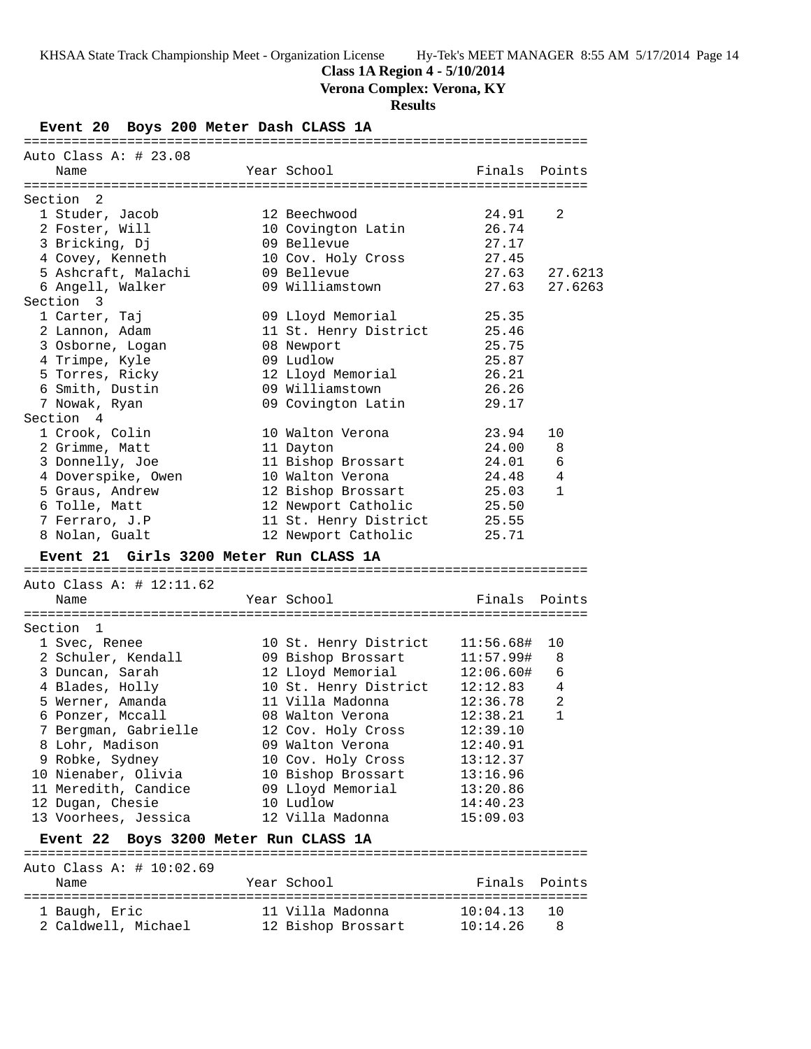**Class 1A Region 4 - 5/10/2014**

**Verona Complex: Verona, KY**

**Results**

### Event 20 Boys 200 Meter Dash CLASS 1A

Auto Class A: # 23.08

| Place | Name | Year | School | Finals | Points |
|---|---|---|---|---|---|
| **Section 2** | | | | | |
| 1 | Studer, Jacob | 12 | Beechwood | 24.91 | 2 |
| 2 | Foster, Will | 10 | Covington Latin | 26.74 | |
| 3 | Bricking, Dj | 09 | Bellevue | 27.17 | |
| 4 | Covey, Kenneth | 10 | Cov. Holy Cross | 27.45 | |
| 5 | Ashcraft, Malachi | 09 | Bellevue | 27.63 | 27.6213 |
| 6 | Angell, Walker | 09 | Williamstown | 27.63 | 27.6263 |
| **Section 3** | | | | | |
| 1 | Carter, Taj | 09 | Lloyd Memorial | 25.35 | |
| 2 | Lannon, Adam | 11 | St. Henry District | 25.46 | |
| 3 | Osborne, Logan | 08 | Newport | 25.75 | |
| 4 | Trimpe, Kyle | 09 | Ludlow | 25.87 | |
| 5 | Torres, Ricky | 12 | Lloyd Memorial | 26.21 | |
| 6 | Smith, Dustin | 09 | Williamstown | 26.26 | |
| 7 | Nowak, Ryan | 09 | Covington Latin | 29.17 | |
| **Section 4** | | | | | |
| 1 | Crook, Colin | 10 | Walton Verona | 23.94 | 10 |
| 2 | Grimme, Matt | 11 | Dayton | 24.00 | 8 |
| 3 | Donnelly, Joe | 11 | Bishop Brossart | 24.01 | 6 |
| 4 | Doverspike, Owen | 10 | Walton Verona | 24.48 | 4 |
| 5 | Graus, Andrew | 12 | Bishop Brossart | 25.03 | 1 |
| 6 | Tolle, Matt | 12 | Newport Catholic | 25.50 | |
| 7 | Ferraro, J.P | 11 | St. Henry District | 25.55 | |
| 8 | Nolan, Gualt | 12 | Newport Catholic | 25.71 | |

### Event 21 Girls 3200 Meter Run CLASS 1A

Auto Class A: # 12:11.62

| Place | Name | Year | School | Finals | Points |
|---|---|---|---|---|---|
| **Section 1** | | | | | |
| 1 | Svec, Renee | 10 | St. Henry District | 11:56.68# | 10 |
| 2 | Schuler, Kendall | 09 | Bishop Brossart | 11:57.99# | 8 |
| 3 | Duncan, Sarah | 12 | Lloyd Memorial | 12:06.60# | 6 |
| 4 | Blades, Holly | 10 | St. Henry District | 12:12.83 | 4 |
| 5 | Werner, Amanda | 11 | Villa Madonna | 12:36.78 | 2 |
| 6 | Ponzer, Mccall | 08 | Walton Verona | 12:38.21 | 1 |
| 7 | Bergman, Gabrielle | 12 | Cov. Holy Cross | 12:39.10 | |
| 8 | Lohr, Madison | 09 | Walton Verona | 12:40.91 | |
| 9 | Robke, Sydney | 10 | Cov. Holy Cross | 13:12.37 | |
| 10 | Nienaber, Olivia | 10 | Bishop Brossart | 13:16.96 | |
| 11 | Meredith, Candice | 09 | Lloyd Memorial | 13:20.86 | |
| 12 | Dugan, Chesie | 10 | Ludlow | 14:40.23 | |
| 13 | Voorhees, Jessica | 12 | Villa Madonna | 15:09.03 | |

### Event 22 Boys 3200 Meter Run CLASS 1A

Auto Class A: # 10:02.69

| Place | Name | Year | School | Finals | Points |
|---|---|---|---|---|---|
| 1 | Baugh, Eric | 11 | Villa Madonna | 10:04.13 | 10 |
| 2 | Caldwell, Michael | 12 | Bishop Brossart | 10:14.26 | 8 |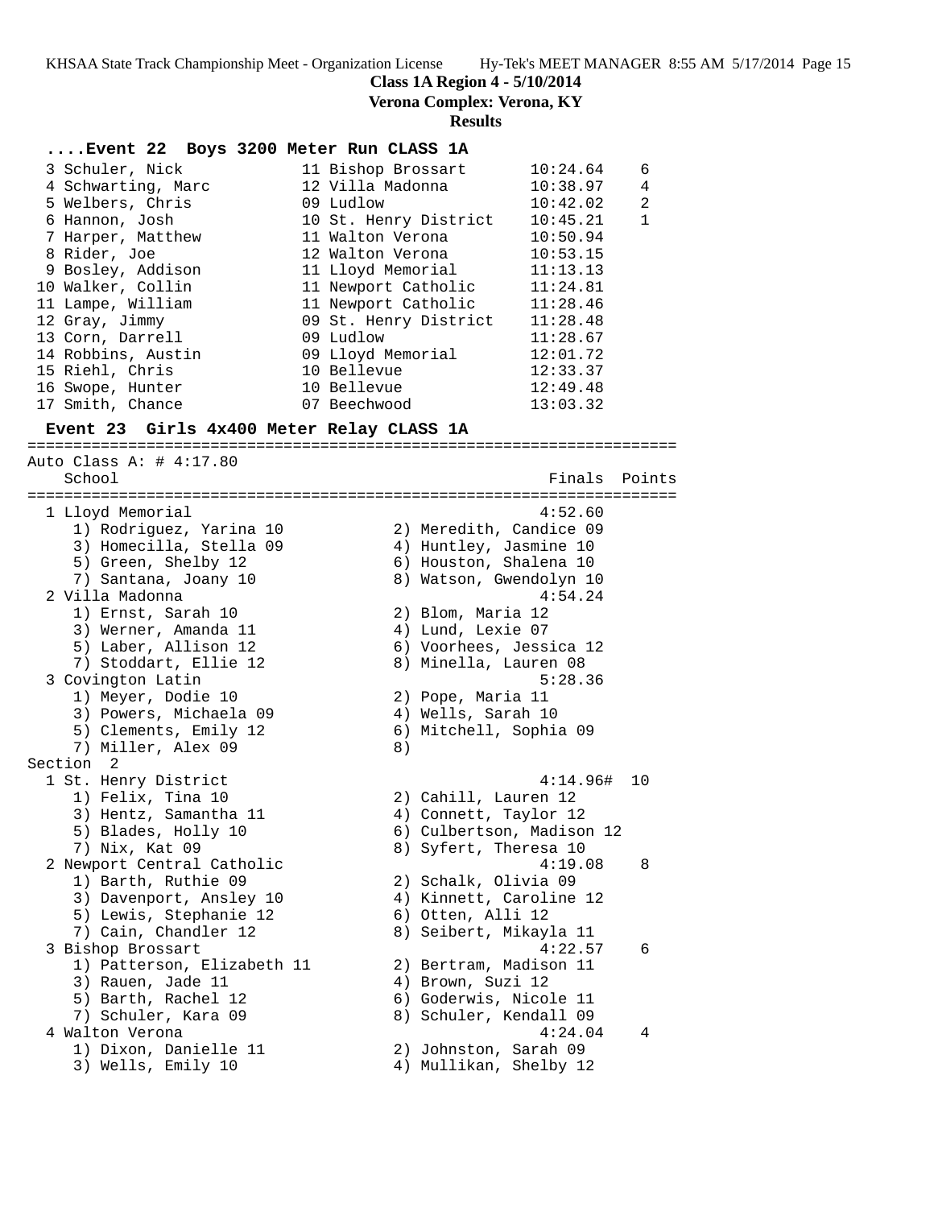**Class 1A Region 4 - 5/10/2014**
**Verona Complex: Verona, KY**
**Results**

### ....Event 22 Boys 3200 Meter Run CLASS 1A

| Place | Name | Yr | School | Finals | Points |
|---|---|---|---|---|---|
| 3 | Schuler, Nick | 11 | Bishop Brossart | 10:24.64 | 6 |
| 4 | Schwarting, Marc | 12 | Villa Madonna | 10:38.97 | 4 |
| 5 | Welbers, Chris | 09 | Ludlow | 10:42.02 | 2 |
| 6 | Hannon, Josh | 10 | St. Henry District | 10:45.21 | 1 |
| 7 | Harper, Matthew | 11 | Walton Verona | 10:50.94 | |
| 8 | Rider, Joe | 12 | Walton Verona | 10:53.15 | |
| 9 | Bosley, Addison | 11 | Lloyd Memorial | 11:13.13 | |
| 10 | Walker, Collin | 11 | Newport Catholic | 11:24.81 | |
| 11 | Lampe, William | 11 | Newport Catholic | 11:28.46 | |
| 12 | Gray, Jimmy | 09 | St. Henry District | 11:28.48 | |
| 13 | Corn, Darrell | 09 | Ludlow | 11:28.67 | |
| 14 | Robbins, Austin | 09 | Lloyd Memorial | 12:01.72 | |
| 15 | Riehl, Chris | 10 | Bellevue | 12:33.37 | |
| 16 | Swope, Hunter | 10 | Bellevue | 12:49.48 | |
| 17 | Smith, Chance | 07 | Beechwood | 13:03.32 | |

### Event 23 Girls 4x400 Meter Relay CLASS 1A

Auto Class A: # 4:17.80

| Place | School | Finals | Points |
|---|---|---|---|
| 1 | Lloyd Memorial | 4:52.60 | |
| | 1) Rodriguez, Yarina 10; 2) Meredith, Candice 09; 3) Homecilla, Stella 09; 4) Huntley, Jasmine 10; 5) Green, Shelby 12; 6) Houston, Shalena 10; 7) Santana, Joany 10; 8) Watson, Gwendolyn 10 | | |
| 2 | Villa Madonna | 4:54.24 | |
| | 1) Ernst, Sarah 10; 2) Blom, Maria 12; 3) Werner, Amanda 11; 4) Lund, Lexie 07; 5) Laber, Allison 12; 6) Voorhees, Jessica 12; 7) Stoddart, Ellie 12; 8) Minella, Lauren 08 | | |
| 3 | Covington Latin | 5:28.36 | |
| | 1) Meyer, Dodie 10; 2) Pope, Maria 11; 3) Powers, Michaela 09; 4) Wells, Sarah 10; 5) Clements, Emily 12; 6) Mitchell, Sophia 09; 7) Miller, Alex 09; 8) | | |

Section 2

| Place | School | Finals | Points |
|---|---|---|---|
| 1 | St. Henry District | 4:14.96# | 10 |
| | 1) Felix, Tina 10; 2) Cahill, Lauren 12; 3) Hentz, Samantha 11; 4) Connett, Taylor 12; 5) Blades, Holly 10; 6) Culbertson, Madison 12; 7) Nix, Kat 09; 8) Syfert, Theresa 10 | | |
| 2 | Newport Central Catholic | 4:19.08 | 8 |
| | 1) Barth, Ruthie 09; 2) Schalk, Olivia 09; 3) Davenport, Ansley 10; 4) Kinnett, Caroline 12; 5) Lewis, Stephanie 12; 6) Otten, Alli 12; 7) Cain, Chandler 12; 8) Seibert, Mikayla 11 | | |
| 3 | Bishop Brossart | 4:22.57 | 6 |
| | 1) Patterson, Elizabeth 11; 2) Bertram, Madison 11; 3) Rauen, Jade 11; 4) Brown, Suzi 12; 5) Barth, Rachel 12; 6) Goderwis, Nicole 11; 7) Schuler, Kara 09; 8) Schuler, Kendall 09 | | |
| 4 | Walton Verona | 4:24.04 | 4 |
| | 1) Dixon, Danielle 11; 2) Johnston, Sarah 09; 3) Wells, Emily 10; 4) Mullikan, Shelby 12 | | |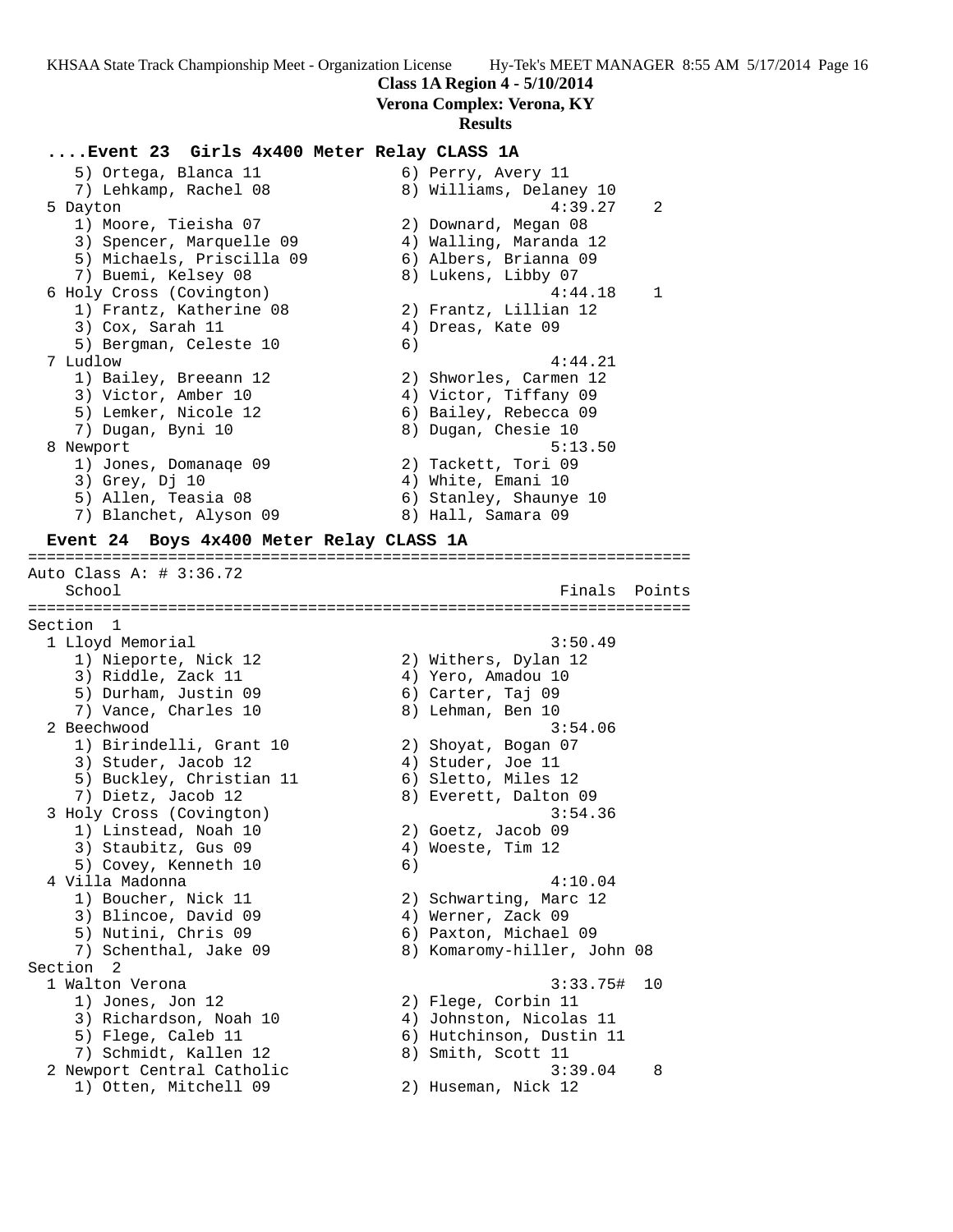**Class 1A Region 4 - 5/10/2014**
**Verona Complex: Verona, KY**
**Results**

### ....Event 23 Girls 4x400 Meter Relay CLASS 1A

```
    5) Ortega, Blanca 11               6) Perry, Avery 11
    7) Lehkamp, Rachel 08              8) Williams, Delaney 10
  5 Dayton                                         4:39.27    2
    1) Moore, Tieisha 07               2) Downard, Megan 08
    3) Spencer, Marquelle 09           4) Walling, Maranda 12
    5) Michaels, Priscilla 09          6) Albers, Brianna 09
    7) Buemi, Kelsey 08                8) Lukens, Libby 07
  6 Holy Cross (Covington)                         4:44.18    1
    1) Frantz, Katherine 08            2) Frantz, Lillian 12
    3) Cox, Sarah 11                   4) Dreas, Kate 09
    5) Bergman, Celeste 10             6)
  7 Ludlow                                         4:44.21
    1) Bailey, Breeann 12              2) Shworles, Carmen 12
    3) Victor, Amber 10                4) Victor, Tiffany 09
    5) Lemker, Nicole 12               6) Bailey, Rebecca 09
    7) Dugan, Byni 10                  8) Dugan, Chesie 10
  8 Newport                                        5:13.50
    1) Jones, Domanaqe 09              2) Tackett, Tori 09
    3) Grey, Dj 10                     4) White, Emani 10
    5) Allen, Teasia 08                6) Stanley, Shaunye 10
    7) Blanchet, Alyson 09             8) Hall, Samara 09
```

### Event 24 Boys 4x400 Meter Relay CLASS 1A

```
=======================================================================
Auto Class A: # 3:36.72
    School                                            Finals  Points
=======================================================================
Section  1
  1 Lloyd Memorial                                 3:50.49
    1) Nieporte, Nick 12               2) Withers, Dylan 12
    3) Riddle, Zack 11                 4) Yero, Amadou 10
    5) Durham, Justin 09               6) Carter, Taj 09
    7) Vance, Charles 10               8) Lehman, Ben 10
  2 Beechwood                                      3:54.06
    1) Birindelli, Grant 10            2) Shoyat, Bogan 07
    3) Studer, Jacob 12                4) Studer, Joe 11
    5) Buckley, Christian 11           6) Sletto, Miles 12
    7) Dietz, Jacob 12                 8) Everett, Dalton 09
  3 Holy Cross (Covington)                         3:54.36
    1) Linstead, Noah 10               2) Goetz, Jacob 09
    3) Staubitz, Gus 09                4) Woeste, Tim 12
    5) Covey, Kenneth 10               6)
  4 Villa Madonna                                  4:10.04
    1) Boucher, Nick 11                2) Schwarting, Marc 12
    3) Blincoe, David 09               4) Werner, Zack 09
    5) Nutini, Chris 09                6) Paxton, Michael 09
    7) Schenthal, Jake 09              8) Komaromy-hiller, John 08
Section  2
  1 Walton Verona                                  3:33.75#  10
    1) Jones, Jon 12                   2) Flege, Corbin 11
    3) Richardson, Noah 10             4) Johnston, Nicolas 11
    5) Flege, Caleb 11                 6) Hutchinson, Dustin 11
    7) Schmidt, Kallen 12              8) Smith, Scott 11
  2 Newport Central Catholic                       3:39.04    8
    1) Otten, Mitchell 09              2) Huseman, Nick 12
```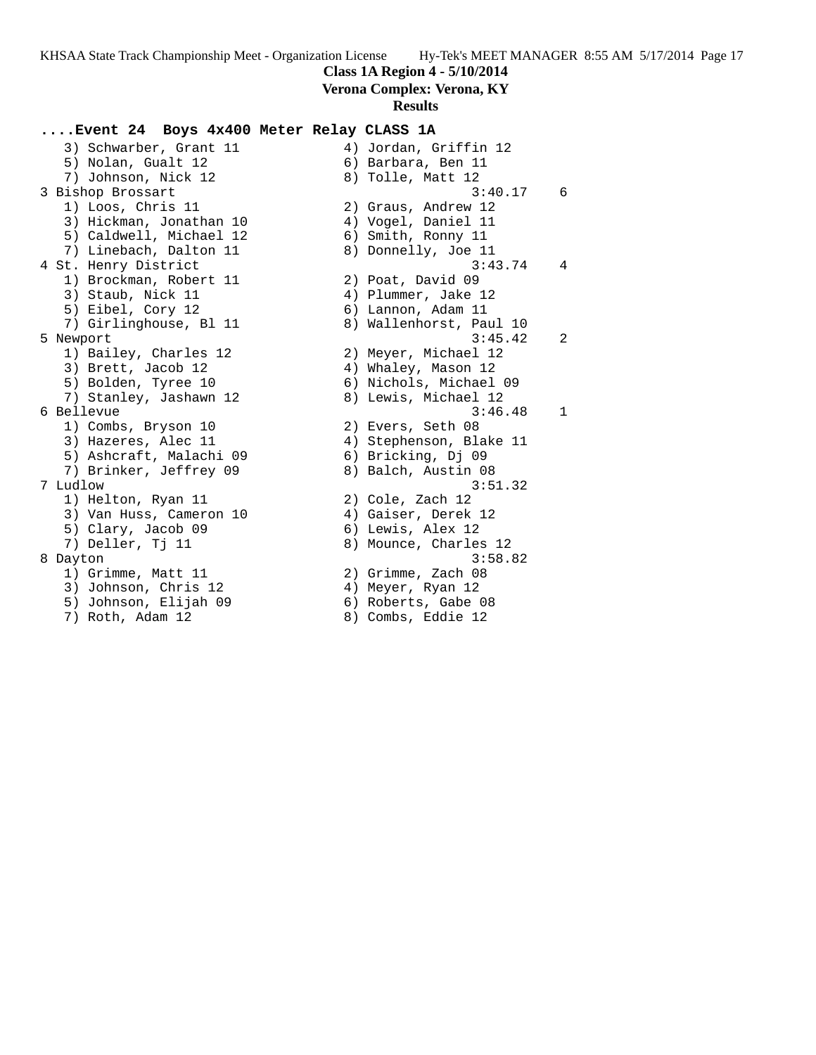**Class 1A Region 4 - 5/10/2014**

**Verona Complex: Verona, KY**

**Results**

## ....Event 24 Boys 4x400 Meter Relay CLASS 1A

```
   3) Schwarber, Grant 11            4) Jordan, Griffin 12
   5) Nolan, Gualt 12                6) Barbara, Ben 11
   7) Johnson, Nick 12               8) Tolle, Matt 12
 3 Bishop Brossart                                 3:40.17    6
   1) Loos, Chris 11                 2) Graus, Andrew 12
   3) Hickman, Jonathan 10           4) Vogel, Daniel 11
   5) Caldwell, Michael 12           6) Smith, Ronny 11
   7) Linebach, Dalton 11            8) Donnelly, Joe 11
 4 St. Henry District                              3:43.74    4
   1) Brockman, Robert 11            2) Poat, David 09
   3) Staub, Nick 11                 4) Plummer, Jake 12
   5) Eibel, Cory 12                 6) Lannon, Adam 11
   7) Girlinghouse, Bl 11            8) Wallenhorst, Paul 10
 5 Newport                                         3:45.42    2
   1) Bailey, Charles 12             2) Meyer, Michael 12
   3) Brett, Jacob 12                4) Whaley, Mason 12
   5) Bolden, Tyree 10               6) Nichols, Michael 09
   7) Stanley, Jashawn 12            8) Lewis, Michael 12
 6 Bellevue                                        3:46.48    1
   1) Combs, Bryson 10               2) Evers, Seth 08
   3) Hazeres, Alec 11               4) Stephenson, Blake 11
   5) Ashcraft, Malachi 09           6) Bricking, Dj 09
   7) Brinker, Jeffrey 09            8) Balch, Austin 08
 7 Ludlow                                          3:51.32
   1) Helton, Ryan 11                2) Cole, Zach 12
   3) Van Huss, Cameron 10           4) Gaiser, Derek 12
   5) Clary, Jacob 09                6) Lewis, Alex 12
   7) Deller, Tj 11                  8) Mounce, Charles 12
 8 Dayton                                          3:58.82
   1) Grimme, Matt 11                2) Grimme, Zach 08
   3) Johnson, Chris 12              4) Meyer, Ryan 12
   5) Johnson, Elijah 09             6) Roberts, Gabe 08
   7) Roth, Adam 12                  8) Combs, Eddie 12
```